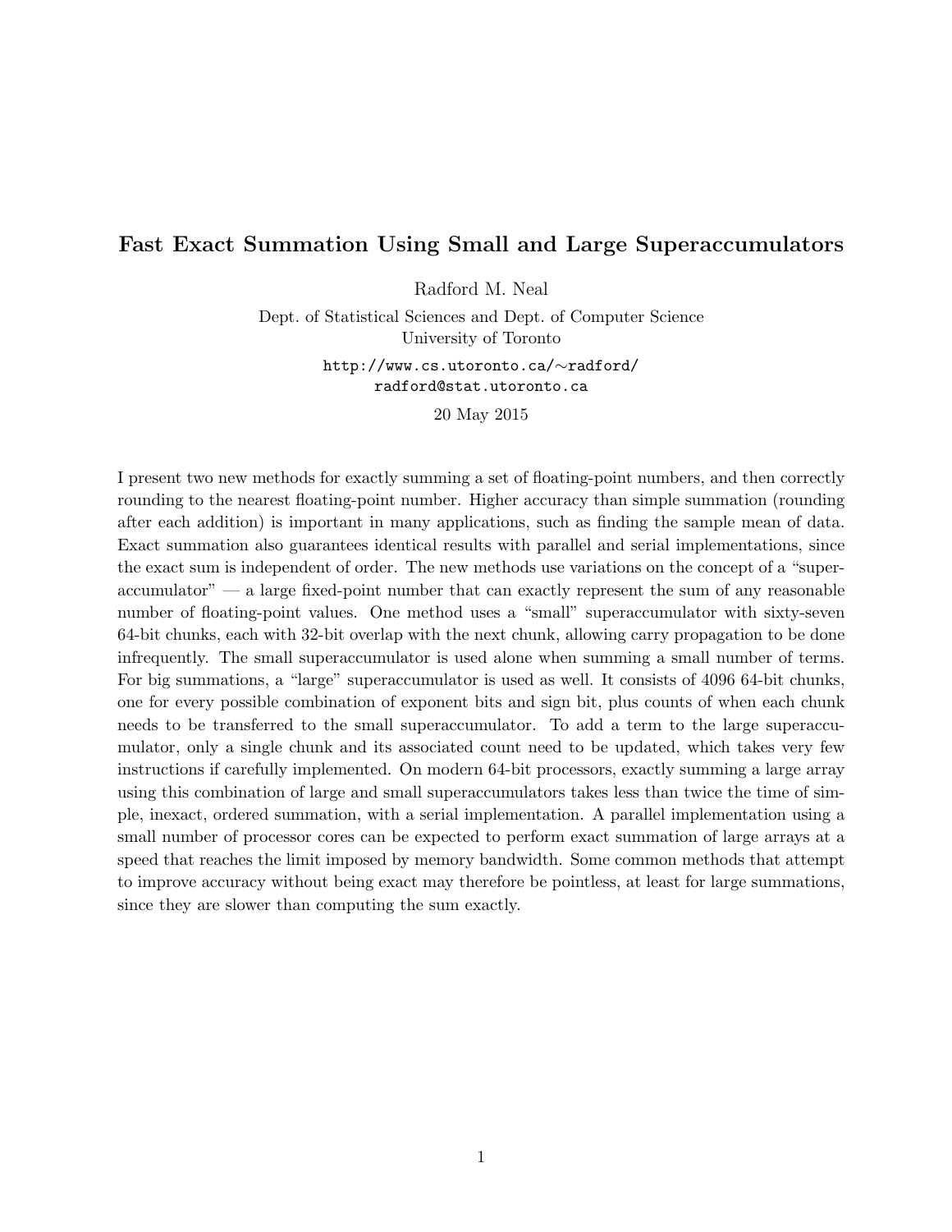# Fast Exact Summation Using Small and Large Superaccumulators

Radford M. Neal

Dept. of Statistical Sciences and Dept. of Computer Science
University of Toronto

http://www.cs.utoronto.ca/∼radford/
radford@stat.utoronto.ca

20 May 2015

I present two new methods for exactly summing a set of floating-point numbers, and then correctly rounding to the nearest floating-point number. Higher accuracy than simple summation (rounding after each addition) is important in many applications, such as finding the sample mean of data. Exact summation also guarantees identical results with parallel and serial implementations, since the exact sum is independent of order. The new methods use variations on the concept of a "superaccumulator" — a large fixed-point number that can exactly represent the sum of any reasonable number of floating-point values. One method uses a "small" superaccumulator with sixty-seven 64-bit chunks, each with 32-bit overlap with the next chunk, allowing carry propagation to be done infrequently. The small superaccumulator is used alone when summing a small number of terms. For big summations, a "large" superaccumulator is used as well. It consists of 4096 64-bit chunks, one for every possible combination of exponent bits and sign bit, plus counts of when each chunk needs to be transferred to the small superaccumulator. To add a term to the large superaccumulator, only a single chunk and its associated count need to be updated, which takes very few instructions if carefully implemented. On modern 64-bit processors, exactly summing a large array using this combination of large and small superaccumulators takes less than twice the time of simple, inexact, ordered summation, with a serial implementation. A parallel implementation using a small number of processor cores can be expected to perform exact summation of large arrays at a speed that reaches the limit imposed by memory bandwidth. Some common methods that attempt to improve accuracy without being exact may therefore be pointless, at least for large summations, since they are slower than computing the sum exactly.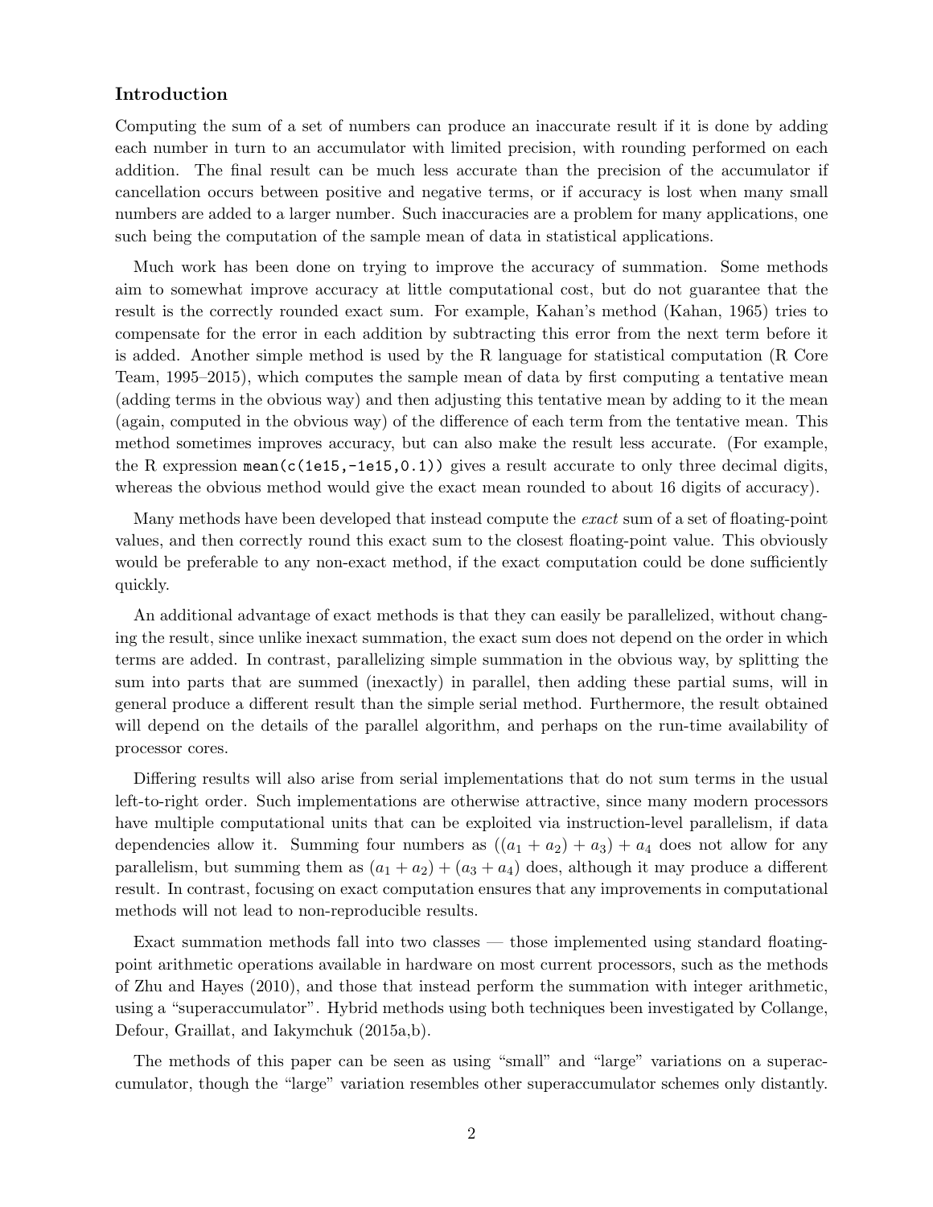## Introduction

Computing the sum of a set of numbers can produce an inaccurate result if it is done by adding each number in turn to an accumulator with limited precision, with rounding performed on each addition. The final result can be much less accurate than the precision of the accumulator if cancellation occurs between positive and negative terms, or if accuracy is lost when many small numbers are added to a larger number. Such inaccuracies are a problem for many applications, one such being the computation of the sample mean of data in statistical applications.

Much work has been done on trying to improve the accuracy of summation. Some methods aim to somewhat improve accuracy at little computational cost, but do not guarantee that the result is the correctly rounded exact sum. For example, Kahan's method (Kahan, 1965) tries to compensate for the error in each addition by subtracting this error from the next term before it is added. Another simple method is used by the R language for statistical computation (R Core Team, 1995–2015), which computes the sample mean of data by first computing a tentative mean (adding terms in the obvious way) and then adjusting this tentative mean by adding to it the mean (again, computed in the obvious way) of the difference of each term from the tentative mean. This method sometimes improves accuracy, but can also make the result less accurate. (For example, the R expression `mean(c(1e15,-1e15,0.1))` gives a result accurate to only three decimal digits, whereas the obvious method would give the exact mean rounded to about 16 digits of accuracy).

Many methods have been developed that instead compute the *exact* sum of a set of floating-point values, and then correctly round this exact sum to the closest floating-point value. This obviously would be preferable to any non-exact method, if the exact computation could be done sufficiently quickly.

An additional advantage of exact methods is that they can easily be parallelized, without changing the result, since unlike inexact summation, the exact sum does not depend on the order in which terms are added. In contrast, parallelizing simple summation in the obvious way, by splitting the sum into parts that are summed (inexactly) in parallel, then adding these partial sums, will in general produce a different result than the simple serial method. Furthermore, the result obtained will depend on the details of the parallel algorithm, and perhaps on the run-time availability of processor cores.

Differing results will also arise from serial implementations that do not sum terms in the usual left-to-right order. Such implementations are otherwise attractive, since many modern processors have multiple computational units that can be exploited via instruction-level parallelism, if data dependencies allow it. Summing four numbers as $((a_1 + a_2) + a_3) + a_4$ does not allow for any parallelism, but summing them as $(a_1 + a_2) + (a_3 + a_4)$ does, although it may produce a different result. In contrast, focusing on exact computation ensures that any improvements in computational methods will not lead to non-reproducible results.

Exact summation methods fall into two classes — those implemented using standard floating-point arithmetic operations available in hardware on most current processors, such as the methods of Zhu and Hayes (2010), and those that instead perform the summation with integer arithmetic, using a "superaccumulator". Hybrid methods using both techniques been investigated by Collange, Defour, Graillat, and Iakymchuk (2015a,b).

The methods of this paper can be seen as using "small" and "large" variations on a superaccumulator, though the "large" variation resembles other superaccumulator schemes only distantly.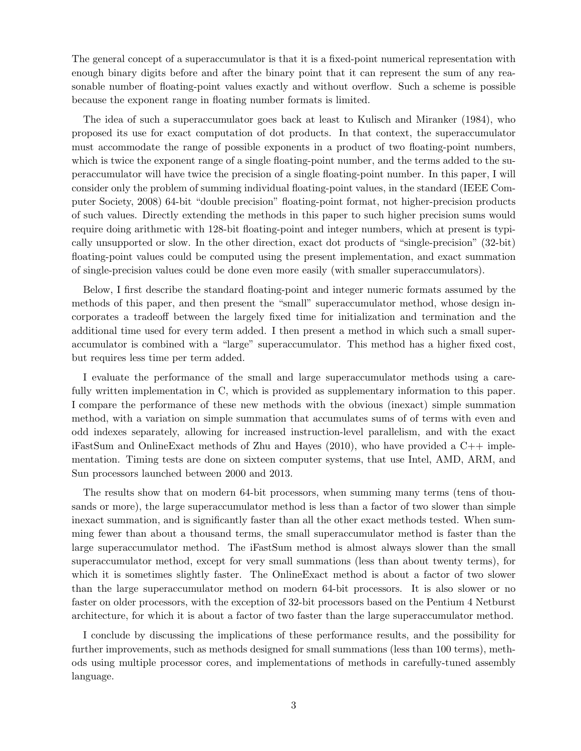The general concept of a superaccumulator is that it is a fixed-point numerical representation with enough binary digits before and after the binary point that it can represent the sum of any reasonable number of floating-point values exactly and without overflow. Such a scheme is possible because the exponent range in floating number formats is limited.

The idea of such a superaccumulator goes back at least to Kulisch and Miranker (1984), who proposed its use for exact computation of dot products. In that context, the superaccumulator must accommodate the range of possible exponents in a product of two floating-point numbers, which is twice the exponent range of a single floating-point number, and the terms added to the superaccumulator will have twice the precision of a single floating-point number. In this paper, I will consider only the problem of summing individual floating-point values, in the standard (IEEE Computer Society, 2008) 64-bit "double precision" floating-point format, not higher-precision products of such values. Directly extending the methods in this paper to such higher precision sums would require doing arithmetic with 128-bit floating-point and integer numbers, which at present is typically unsupported or slow. In the other direction, exact dot products of "single-precision" (32-bit) floating-point values could be computed using the present implementation, and exact summation of single-precision values could be done even more easily (with smaller superaccumulators).

Below, I first describe the standard floating-point and integer numeric formats assumed by the methods of this paper, and then present the "small" superaccumulator method, whose design incorporates a tradeoff between the largely fixed time for initialization and termination and the additional time used for every term added. I then present a method in which such a small superaccumulator is combined with a "large" superaccumulator. This method has a higher fixed cost, but requires less time per term added.

I evaluate the performance of the small and large superaccumulator methods using a carefully written implementation in C, which is provided as supplementary information to this paper. I compare the performance of these new methods with the obvious (inexact) simple summation method, with a variation on simple summation that accumulates sums of of terms with even and odd indexes separately, allowing for increased instruction-level parallelism, and with the exact iFastSum and OnlineExact methods of Zhu and Hayes (2010), who have provided a C++ implementation. Timing tests are done on sixteen computer systems, that use Intel, AMD, ARM, and Sun processors launched between 2000 and 2013.

The results show that on modern 64-bit processors, when summing many terms (tens of thousands or more), the large superaccumulator method is less than a factor of two slower than simple inexact summation, and is significantly faster than all the other exact methods tested. When summing fewer than about a thousand terms, the small superaccumulator method is faster than the large superaccumulator method. The iFastSum method is almost always slower than the small superaccumulator method, except for very small summations (less than about twenty terms), for which it is sometimes slightly faster. The OnlineExact method is about a factor of two slower than the large superaccumulator method on modern 64-bit processors. It is also slower or no faster on older processors, with the exception of 32-bit processors based on the Pentium 4 Netburst architecture, for which it is about a factor of two faster than the large superaccumulator method.

I conclude by discussing the implications of these performance results, and the possibility for further improvements, such as methods designed for small summations (less than 100 terms), methods using multiple processor cores, and implementations of methods in carefully-tuned assembly language.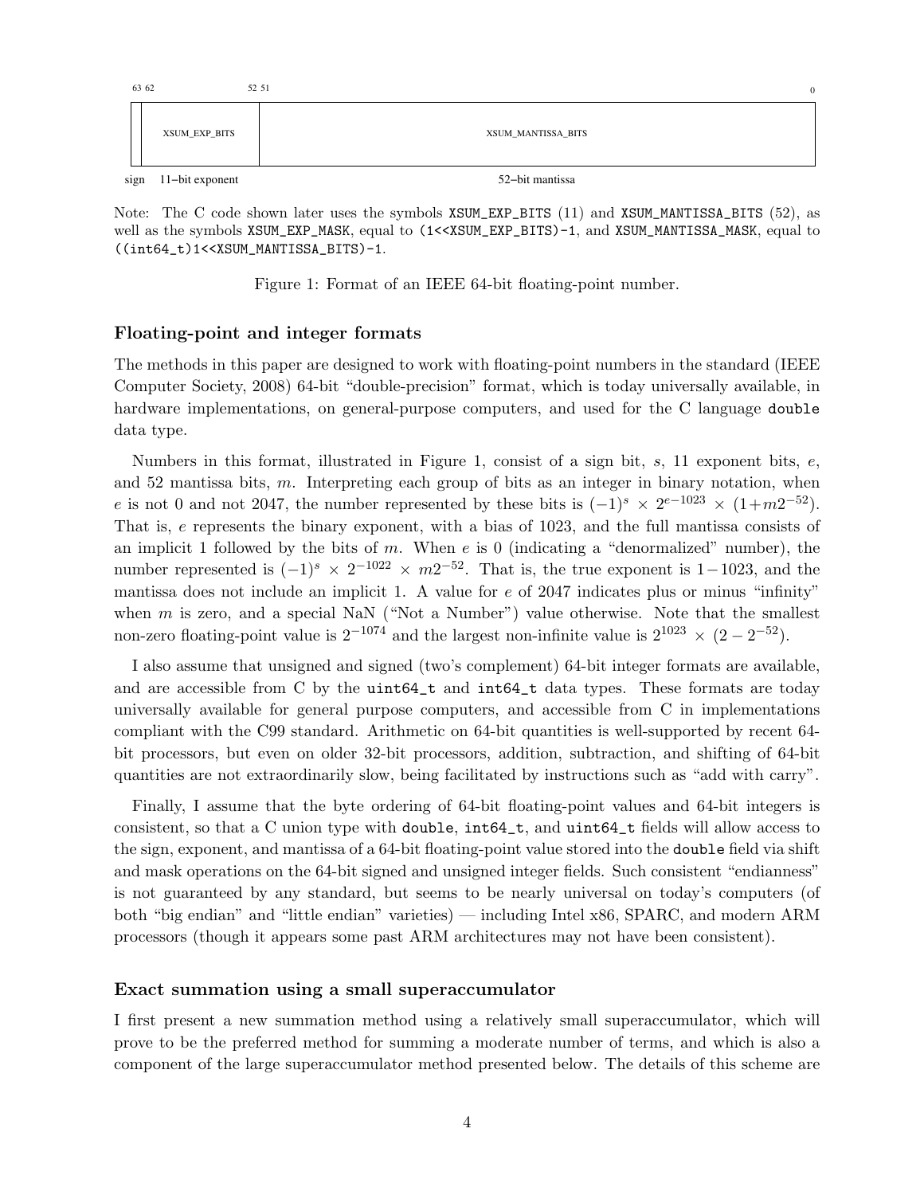| 63 | 62 ... 52 | 51 ... 0 |
|---|---|---|
| sign | XSUM_EXP_BITS | XSUM_MANTISSA_BITS |
| | 11–bit exponent | 52–bit mantissa |

Note: The C code shown later uses the symbols `XSUM_EXP_BITS` (11) and `XSUM_MANTISSA_BITS` (52), as well as the symbols `XSUM_EXP_MASK`, equal to `(1<<XSUM_EXP_BITS)-1`, and `XSUM_MANTISSA_MASK`, equal to `((int64_t)1<<XSUM_MANTISSA_BITS)-1`.

Figure 1: Format of an IEEE 64-bit floating-point number.

### Floating-point and integer formats

The methods in this paper are designed to work with floating-point numbers in the standard (IEEE Computer Society, 2008) 64-bit "double-precision" format, which is today universally available, in hardware implementations, on general-purpose computers, and used for the C language `double` data type.

Numbers in this format, illustrated in Figure 1, consist of a sign bit, $s$, 11 exponent bits, $e$, and 52 mantissa bits, $m$. Interpreting each group of bits as an integer in binary notation, when $e$ is not 0 and not 2047, the number represented by these bits is $(-1)^s \times 2^{e-1023} \times (1+m2^{-52})$. That is, $e$ represents the binary exponent, with a bias of 1023, and the full mantissa consists of an implicit 1 followed by the bits of $m$. When $e$ is 0 (indicating a "denormalized" number), the number represented is $(-1)^s \times 2^{-1022} \times m2^{-52}$. That is, the true exponent is $1-1023$, and the mantissa does not include an implicit 1. A value for $e$ of 2047 indicates plus or minus "infinity" when $m$ is zero, and a special NaN ("Not a Number") value otherwise. Note that the smallest non-zero floating-point value is $2^{-1074}$ and the largest non-infinite value is $2^{1023} \times (2-2^{-52})$.

I also assume that unsigned and signed (two's complement) 64-bit integer formats are available, and are accessible from C by the `uint64_t` and `int64_t` data types. These formats are today universally available for general purpose computers, and accessible from C in implementations compliant with the C99 standard. Arithmetic on 64-bit quantities is well-supported by recent 64-bit processors, but even on older 32-bit processors, addition, subtraction, and shifting of 64-bit quantities are not extraordinarily slow, being facilitated by instructions such as "add with carry".

Finally, I assume that the byte ordering of 64-bit floating-point values and 64-bit integers is consistent, so that a C union type with `double`, `int64_t`, and `uint64_t` fields will allow access to the sign, exponent, and mantissa of a 64-bit floating-point value stored into the `double` field via shift and mask operations on the 64-bit signed and unsigned integer fields. Such consistent "endianness" is not guaranteed by any standard, but seems to be nearly universal on today's computers (of both "big endian" and "little endian" varieties) — including Intel x86, SPARC, and modern ARM processors (though it appears some past ARM architectures may not have been consistent).

### Exact summation using a small superaccumulator

I first present a new summation method using a relatively small superaccumulator, which will prove to be the preferred method for summing a moderate number of terms, and which is also a component of the large superaccumulator method presented below. The details of this scheme are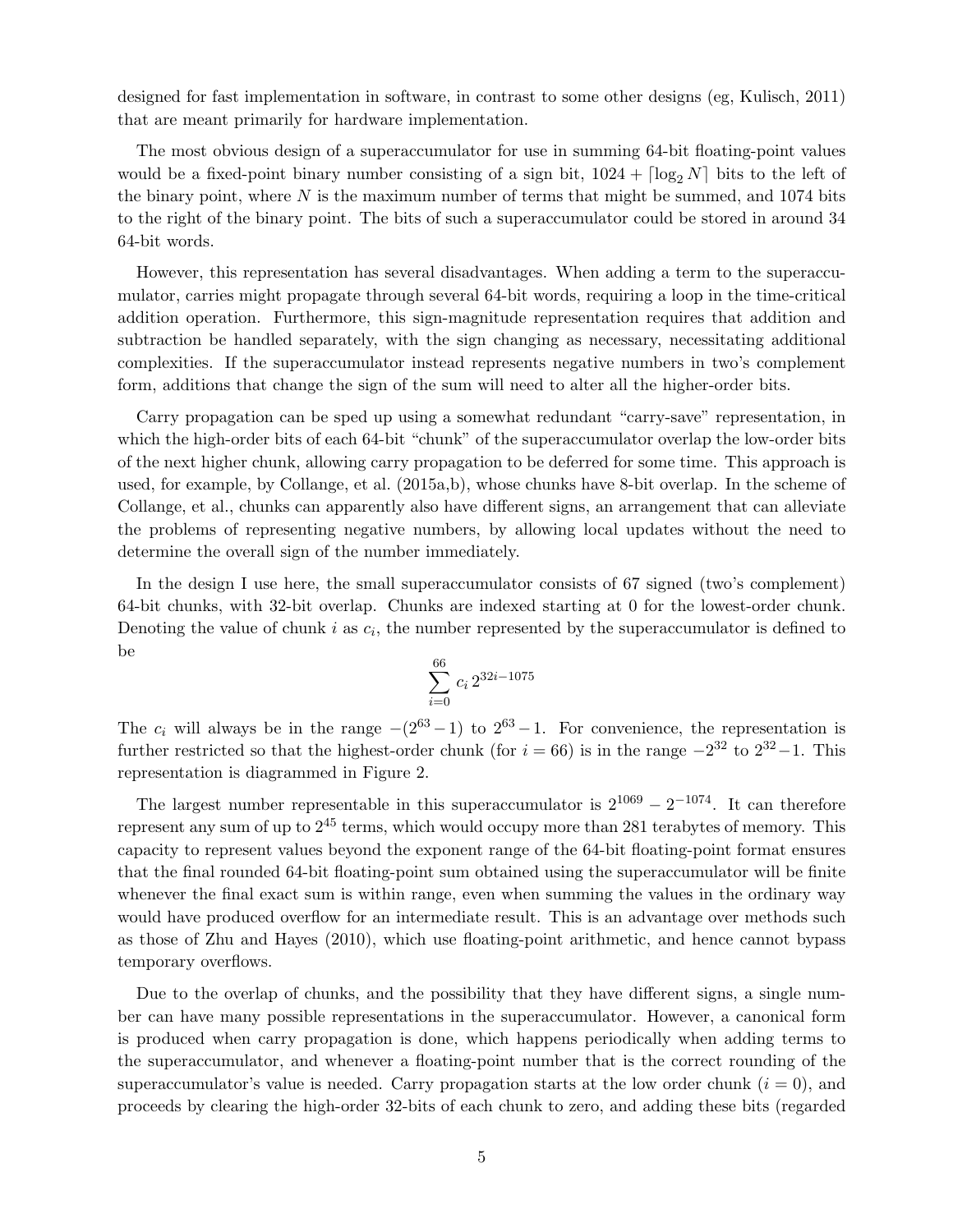designed for fast implementation in software, in contrast to some other designs (eg, Kulisch, 2011) that are meant primarily for hardware implementation.

The most obvious design of a superaccumulator for use in summing 64-bit floating-point values would be a fixed-point binary number consisting of a sign bit, $1024 + \lceil \log_2 N \rceil$ bits to the left of the binary point, where $N$ is the maximum number of terms that might be summed, and 1074 bits to the right of the binary point. The bits of such a superaccumulator could be stored in around 34 64-bit words.

However, this representation has several disadvantages. When adding a term to the superaccumulator, carries might propagate through several 64-bit words, requiring a loop in the time-critical addition operation. Furthermore, this sign-magnitude representation requires that addition and subtraction be handled separately, with the sign changing as necessary, necessitating additional complexities. If the superaccumulator instead represents negative numbers in two's complement form, additions that change the sign of the sum will need to alter all the higher-order bits.

Carry propagation can be sped up using a somewhat redundant "carry-save" representation, in which the high-order bits of each 64-bit "chunk" of the superaccumulator overlap the low-order bits of the next higher chunk, allowing carry propagation to be deferred for some time. This approach is used, for example, by Collange, et al. (2015a,b), whose chunks have 8-bit overlap. In the scheme of Collange, et al., chunks can apparently also have different signs, an arrangement that can alleviate the problems of representing negative numbers, by allowing local updates without the need to determine the overall sign of the number immediately.

In the design I use here, the small superaccumulator consists of 67 signed (two's complement) 64-bit chunks, with 32-bit overlap. Chunks are indexed starting at 0 for the lowest-order chunk. Denoting the value of chunk $i$ as $c_i$, the number represented by the superaccumulator is defined to be

$$\sum_{i=0}^{66} c_i \, 2^{32i-1075}$$

The $c_i$ will always be in the range $-(2^{63}-1)$ to $2^{63}-1$. For convenience, the representation is further restricted so that the highest-order chunk (for $i = 66$) is in the range $-2^{32}$ to $2^{32}-1$. This representation is diagrammed in Figure 2.

The largest number representable in this superaccumulator is $2^{1069} - 2^{-1074}$. It can therefore represent any sum of up to $2^{45}$ terms, which would occupy more than 281 terabytes of memory. This capacity to represent values beyond the exponent range of the 64-bit floating-point format ensures that the final rounded 64-bit floating-point sum obtained using the superaccumulator will be finite whenever the final exact sum is within range, even when summing the values in the ordinary way would have produced overflow for an intermediate result. This is an advantage over methods such as those of Zhu and Hayes (2010), which use floating-point arithmetic, and hence cannot bypass temporary overflows.

Due to the overlap of chunks, and the possibility that they have different signs, a single number can have many possible representations in the superaccumulator. However, a canonical form is produced when carry propagation is done, which happens periodically when adding terms to the superaccumulator, and whenever a floating-point number that is the correct rounding of the superaccumulator's value is needed. Carry propagation starts at the low order chunk ($i = 0$), and proceeds by clearing the high-order 32-bits of each chunk to zero, and adding these bits (regarded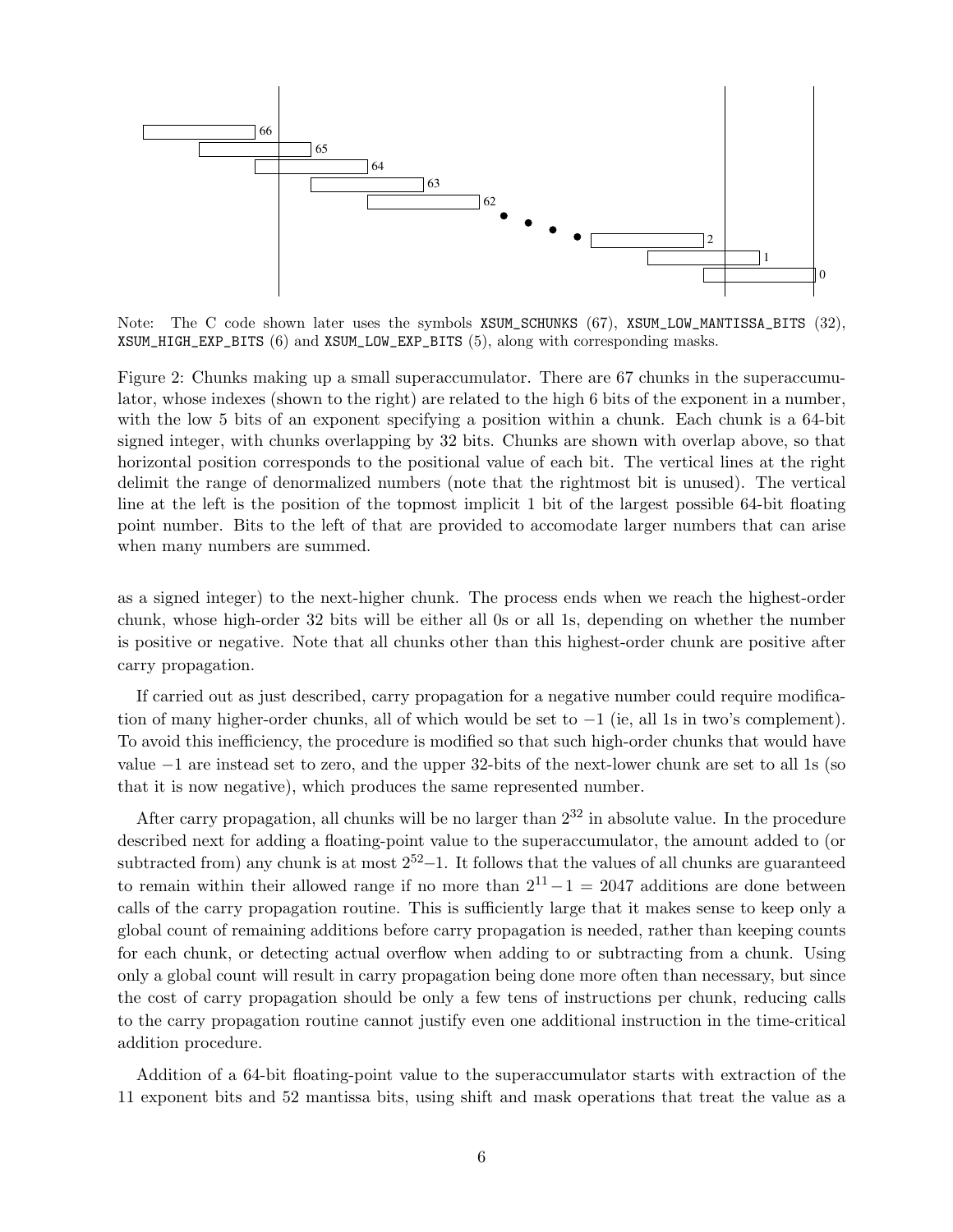Note: The C code shown later uses the symbols XSUM_SCHUNKS (67), XSUM_LOW_MANTISSA_BITS (32), XSUM_HIGH_EXP_BITS (6) and XSUM_LOW_EXP_BITS (5), along with corresponding masks.

Figure 2: Chunks making up a small superaccumulator. There are 67 chunks in the superaccumulator, whose indexes (shown to the right) are related to the high 6 bits of the exponent in a number, with the low 5 bits of an exponent specifying a position within a chunk. Each chunk is a 64-bit signed integer, with chunks overlapping by 32 bits. Chunks are shown with overlap above, so that horizontal position corresponds to the positional value of each bit. The vertical lines at the right delimit the range of denormalized numbers (note that the rightmost bit is unused). The vertical line at the left is the position of the topmost implicit 1 bit of the largest possible 64-bit floating point number. Bits to the left of that are provided to accomodate larger numbers that can arise when many numbers are summed.

as a signed integer) to the next-higher chunk. The process ends when we reach the highest-order chunk, whose high-order 32 bits will be either all 0s or all 1s, depending on whether the number is positive or negative. Note that all chunks other than this highest-order chunk are positive after carry propagation.

If carried out as just described, carry propagation for a negative number could require modification of many higher-order chunks, all of which would be set to $-1$ (ie, all 1s in two's complement). To avoid this inefficiency, the procedure is modified so that such high-order chunks that would have value $-1$ are instead set to zero, and the upper 32-bits of the next-lower chunk are set to all 1s (so that it is now negative), which produces the same represented number.

After carry propagation, all chunks will be no larger than $2^{32}$ in absolute value. In the procedure described next for adding a floating-point value to the superaccumulator, the amount added to (or subtracted from) any chunk is at most $2^{52}-1$. It follows that the values of all chunks are guaranteed to remain within their allowed range if no more than $2^{11}-1 = 2047$ additions are done between calls of the carry propagation routine. This is sufficiently large that it makes sense to keep only a global count of remaining additions before carry propagation is needed, rather than keeping counts for each chunk, or detecting actual overflow when adding to or subtracting from a chunk. Using only a global count will result in carry propagation being done more often than necessary, but since the cost of carry propagation should be only a few tens of instructions per chunk, reducing calls to the carry propagation routine cannot justify even one additional instruction in the time-critical addition procedure.

Addition of a 64-bit floating-point value to the superaccumulator starts with extraction of the 11 exponent bits and 52 mantissa bits, using shift and mask operations that treat the value as a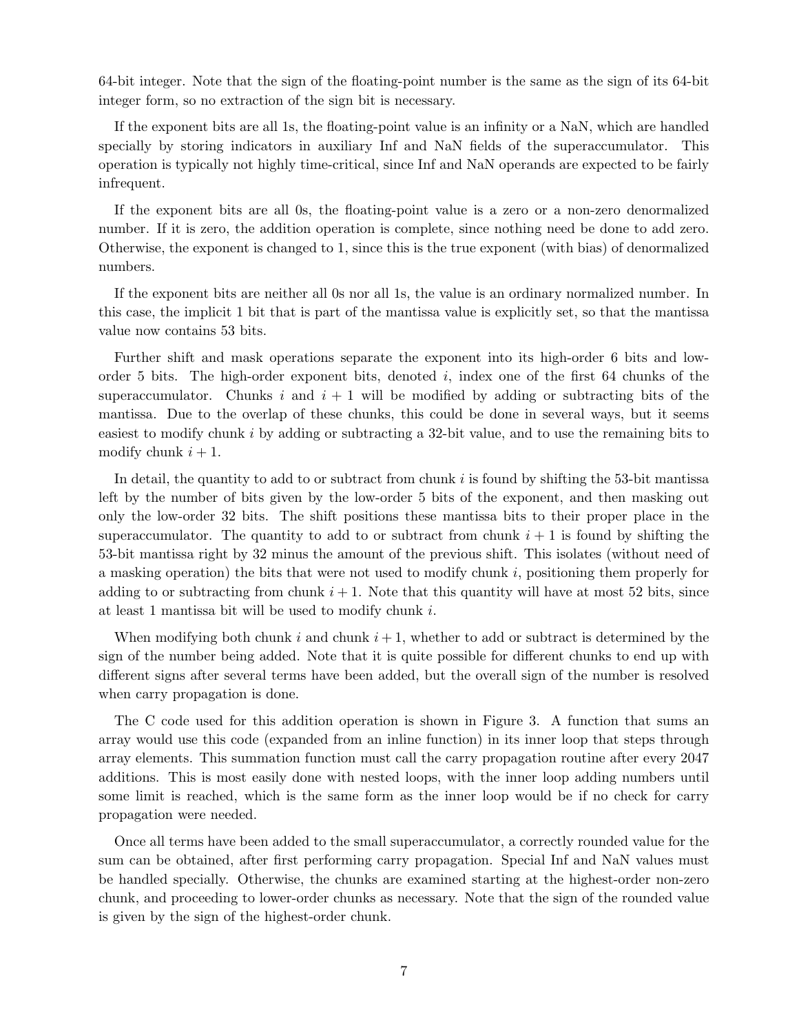64-bit integer. Note that the sign of the floating-point number is the same as the sign of its 64-bit integer form, so no extraction of the sign bit is necessary.

If the exponent bits are all 1s, the floating-point value is an infinity or a NaN, which are handled specially by storing indicators in auxiliary Inf and NaN fields of the superaccumulator. This operation is typically not highly time-critical, since Inf and NaN operands are expected to be fairly infrequent.

If the exponent bits are all 0s, the floating-point value is a zero or a non-zero denormalized number. If it is zero, the addition operation is complete, since nothing need be done to add zero. Otherwise, the exponent is changed to 1, since this is the true exponent (with bias) of denormalized numbers.

If the exponent bits are neither all 0s nor all 1s, the value is an ordinary normalized number. In this case, the implicit 1 bit that is part of the mantissa value is explicitly set, so that the mantissa value now contains 53 bits.

Further shift and mask operations separate the exponent into its high-order 6 bits and low-order 5 bits. The high-order exponent bits, denoted $i$, index one of the first 64 chunks of the superaccumulator. Chunks $i$ and $i + 1$ will be modified by adding or subtracting bits of the mantissa. Due to the overlap of these chunks, this could be done in several ways, but it seems easiest to modify chunk $i$ by adding or subtracting a 32-bit value, and to use the remaining bits to modify chunk $i + 1$.

In detail, the quantity to add to or subtract from chunk $i$ is found by shifting the 53-bit mantissa left by the number of bits given by the low-order 5 bits of the exponent, and then masking out only the low-order 32 bits. The shift positions these mantissa bits to their proper place in the superaccumulator. The quantity to add to or subtract from chunk $i + 1$ is found by shifting the 53-bit mantissa right by 32 minus the amount of the previous shift. This isolates (without need of a masking operation) the bits that were not used to modify chunk $i$, positioning them properly for adding to or subtracting from chunk $i + 1$. Note that this quantity will have at most 52 bits, since at least 1 mantissa bit will be used to modify chunk $i$.

When modifying both chunk $i$ and chunk $i + 1$, whether to add or subtract is determined by the sign of the number being added. Note that it is quite possible for different chunks to end up with different signs after several terms have been added, but the overall sign of the number is resolved when carry propagation is done.

The C code used for this addition operation is shown in Figure 3. A function that sums an array would use this code (expanded from an inline function) in its inner loop that steps through array elements. This summation function must call the carry propagation routine after every 2047 additions. This is most easily done with nested loops, with the inner loop adding numbers until some limit is reached, which is the same form as the inner loop would be if no check for carry propagation were needed.

Once all terms have been added to the small superaccumulator, a correctly rounded value for the sum can be obtained, after first performing carry propagation. Special Inf and NaN values must be handled specially. Otherwise, the chunks are examined starting at the highest-order non-zero chunk, and proceeding to lower-order chunks as necessary. Note that the sign of the rounded value is given by the sign of the highest-order chunk.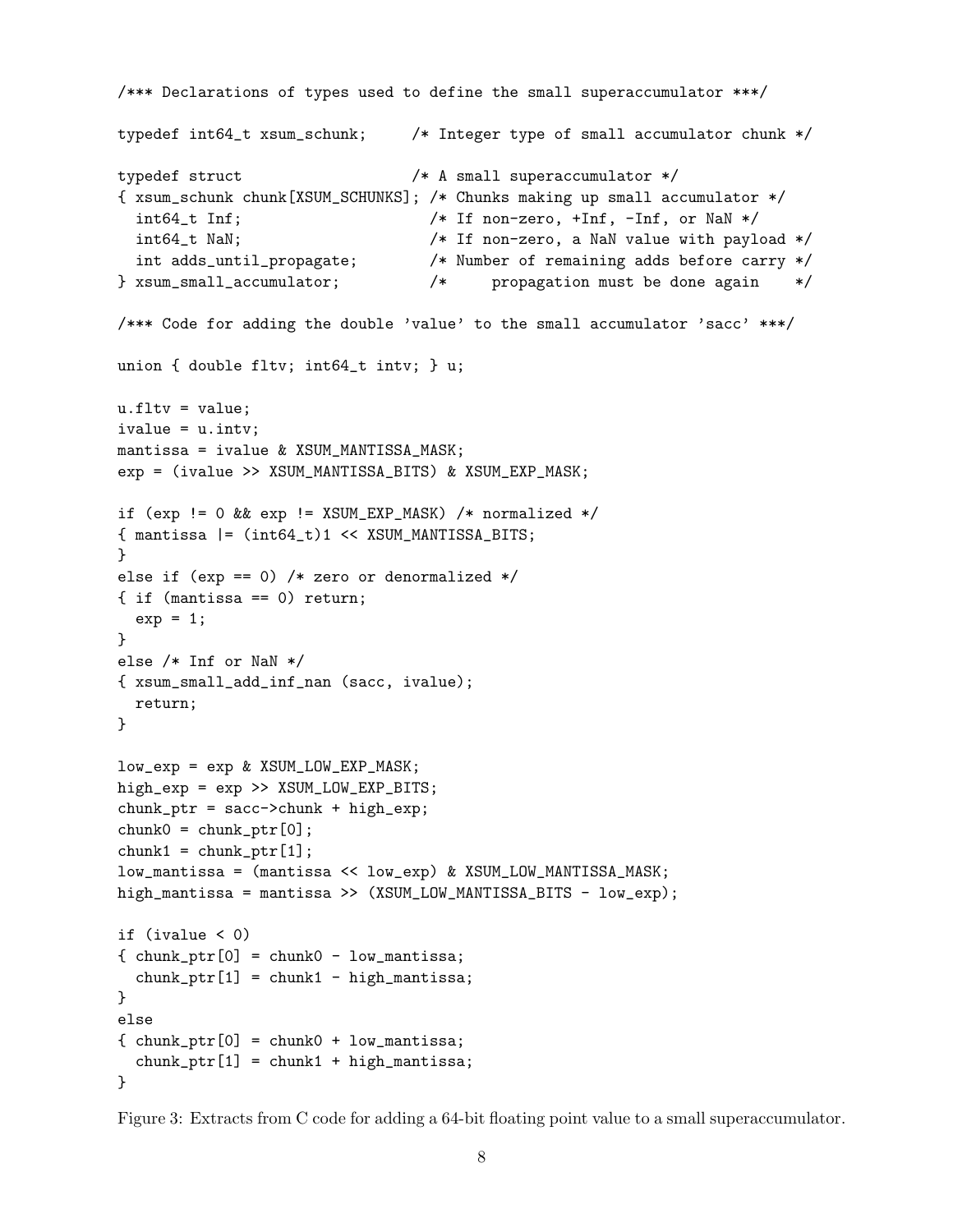```
/*** Declarations of types used to define the small superaccumulator ***/

typedef int64_t xsum_schunk;     /* Integer type of small accumulator chunk */

typedef struct                   /* A small superaccumulator */
{ xsum_schunk chunk[XSUM_SCHUNKS]; /* Chunks making up small accumulator */
  int64_t Inf;                     /* If non-zero, +Inf, -Inf, or NaN */
  int64_t NaN;                     /* If non-zero, a NaN value with payload */
  int adds_until_propagate;        /* Number of remaining adds before carry */
} xsum_small_accumulator;          /*     propagation must be done again    */

/*** Code for adding the double 'value' to the small accumulator 'sacc' ***/

union { double fltv; int64_t intv; } u;

u.fltv = value;
ivalue = u.intv;
mantissa = ivalue & XSUM_MANTISSA_MASK;
exp = (ivalue >> XSUM_MANTISSA_BITS) & XSUM_EXP_MASK;

if (exp != 0 && exp != XSUM_EXP_MASK) /* normalized */
{ mantissa |= (int64_t)1 << XSUM_MANTISSA_BITS;
}
else if (exp == 0) /* zero or denormalized */
{ if (mantissa == 0) return;
  exp = 1;
}
else /* Inf or NaN */
{ xsum_small_add_inf_nan (sacc, ivalue);
  return;
}

low_exp = exp & XSUM_LOW_EXP_MASK;
high_exp = exp >> XSUM_LOW_EXP_BITS;
chunk_ptr = sacc->chunk + high_exp;
chunk0 = chunk_ptr[0];
chunk1 = chunk_ptr[1];
low_mantissa = (mantissa << low_exp) & XSUM_LOW_MANTISSA_MASK;
high_mantissa = mantissa >> (XSUM_LOW_MANTISSA_BITS - low_exp);

if (ivalue < 0)
{ chunk_ptr[0] = chunk0 - low_mantissa;
  chunk_ptr[1] = chunk1 - high_mantissa;
}
else
{ chunk_ptr[0] = chunk0 + low_mantissa;
  chunk_ptr[1] = chunk1 + high_mantissa;
}
```

Figure 3: Extracts from C code for adding a 64-bit floating point value to a small superaccumulator.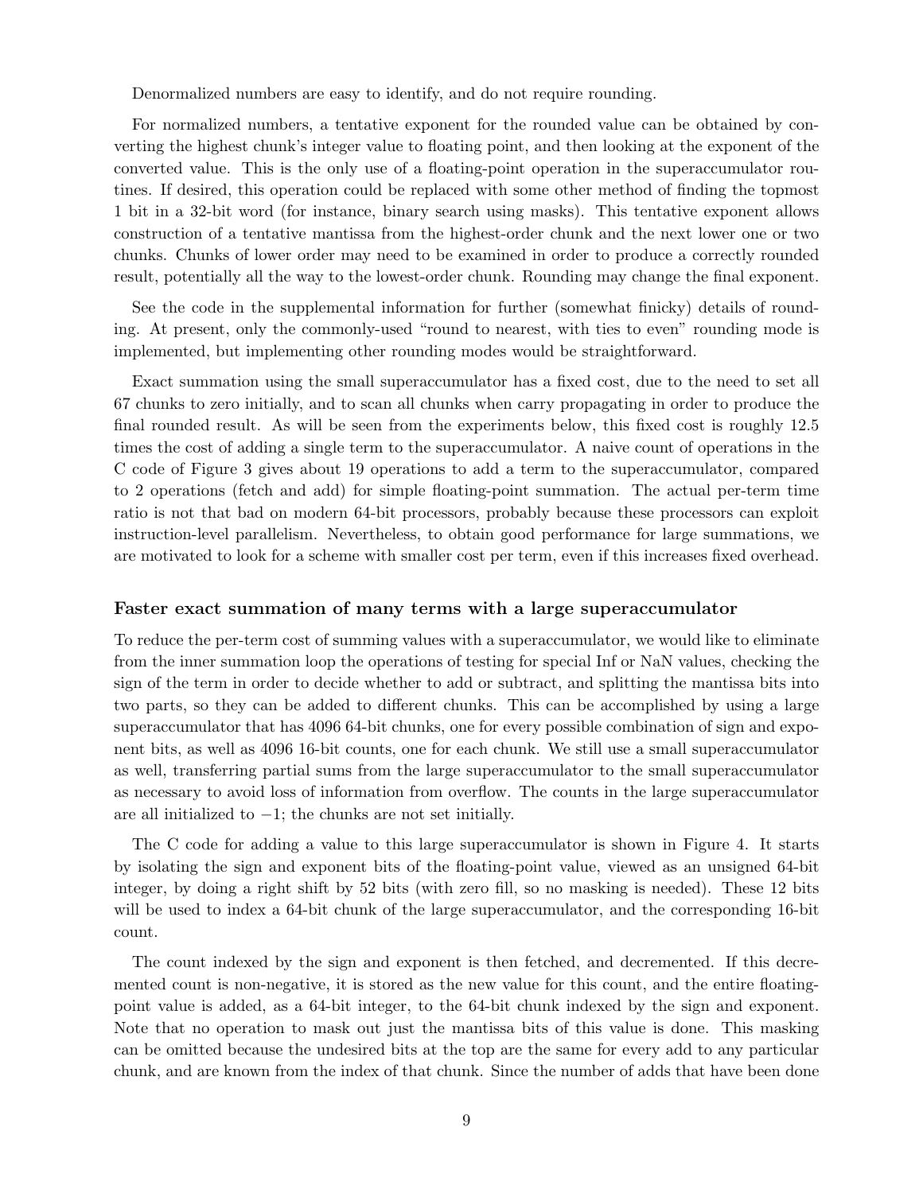Denormalized numbers are easy to identify, and do not require rounding.

For normalized numbers, a tentative exponent for the rounded value can be obtained by converting the highest chunk's integer value to floating point, and then looking at the exponent of the converted value. This is the only use of a floating-point operation in the superaccumulator routines. If desired, this operation could be replaced with some other method of finding the topmost 1 bit in a 32-bit word (for instance, binary search using masks). This tentative exponent allows construction of a tentative mantissa from the highest-order chunk and the next lower one or two chunks. Chunks of lower order may need to be examined in order to produce a correctly rounded result, potentially all the way to the lowest-order chunk. Rounding may change the final exponent.

See the code in the supplemental information for further (somewhat finicky) details of rounding. At present, only the commonly-used "round to nearest, with ties to even" rounding mode is implemented, but implementing other rounding modes would be straightforward.

Exact summation using the small superaccumulator has a fixed cost, due to the need to set all 67 chunks to zero initially, and to scan all chunks when carry propagating in order to produce the final rounded result. As will be seen from the experiments below, this fixed cost is roughly 12.5 times the cost of adding a single term to the superaccumulator. A naive count of operations in the C code of Figure 3 gives about 19 operations to add a term to the superaccumulator, compared to 2 operations (fetch and add) for simple floating-point summation. The actual per-term time ratio is not that bad on modern 64-bit processors, probably because these processors can exploit instruction-level parallelism. Nevertheless, to obtain good performance for large summations, we are motivated to look for a scheme with smaller cost per term, even if this increases fixed overhead.

### Faster exact summation of many terms with a large superaccumulator

To reduce the per-term cost of summing values with a superaccumulator, we would like to eliminate from the inner summation loop the operations of testing for special Inf or NaN values, checking the sign of the term in order to decide whether to add or subtract, and splitting the mantissa bits into two parts, so they can be added to different chunks. This can be accomplished by using a large superaccumulator that has 4096 64-bit chunks, one for every possible combination of sign and exponent bits, as well as 4096 16-bit counts, one for each chunk. We still use a small superaccumulator as well, transferring partial sums from the large superaccumulator to the small superaccumulator as necessary to avoid loss of information from overflow. The counts in the large superaccumulator are all initialized to $-1$; the chunks are not set initially.

The C code for adding a value to this large superaccumulator is shown in Figure 4. It starts by isolating the sign and exponent bits of the floating-point value, viewed as an unsigned 64-bit integer, by doing a right shift by 52 bits (with zero fill, so no masking is needed). These 12 bits will be used to index a 64-bit chunk of the large superaccumulator, and the corresponding 16-bit count.

The count indexed by the sign and exponent is then fetched, and decremented. If this decremented count is non-negative, it is stored as the new value for this count, and the entire floating-point value is added, as a 64-bit integer, to the 64-bit chunk indexed by the sign and exponent. Note that no operation to mask out just the mantissa bits of this value is done. This masking can be omitted because the undesired bits at the top are the same for every add to any particular chunk, and are known from the index of that chunk. Since the number of adds that have been done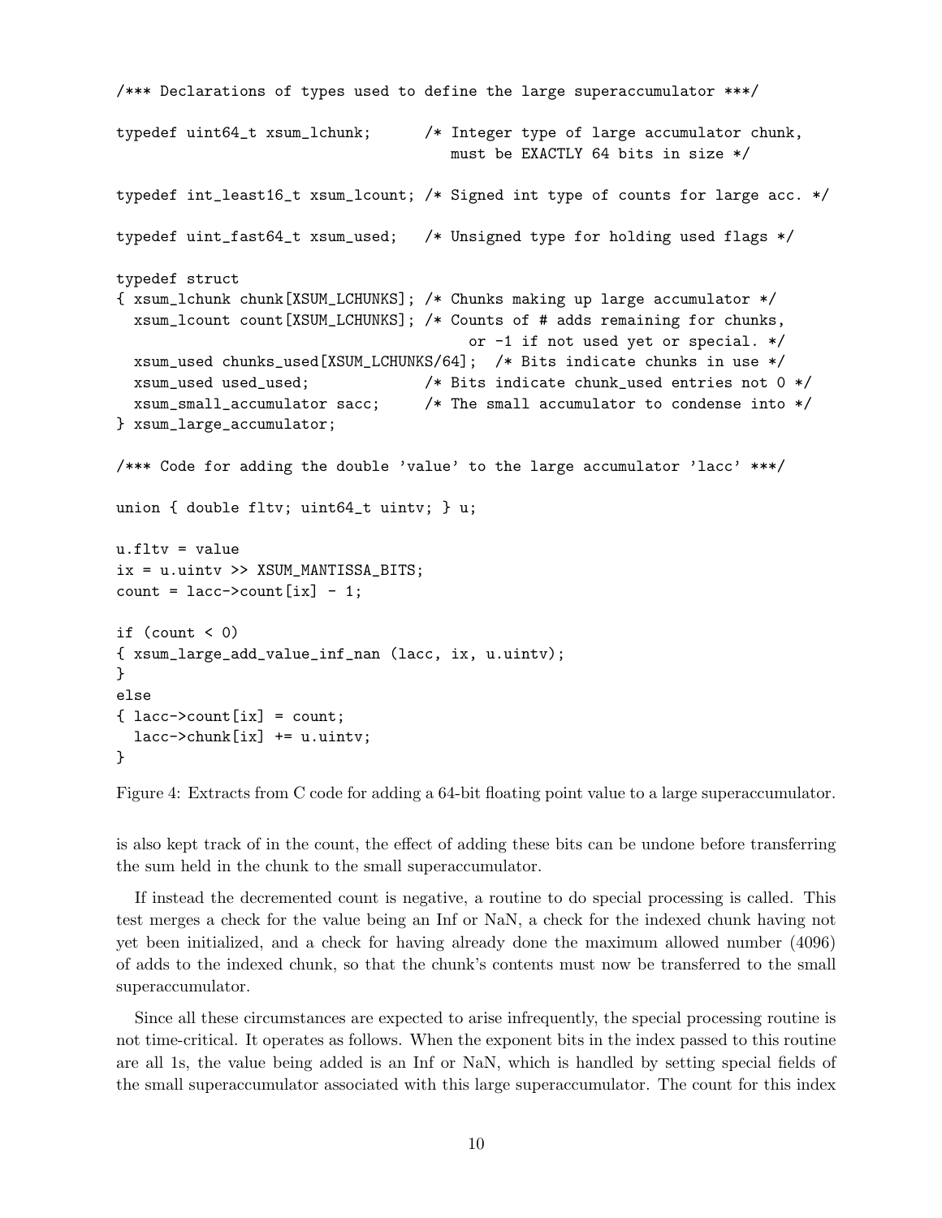```
/*** Declarations of types used to define the large superaccumulator ***/

typedef uint64_t xsum_lchunk;      /* Integer type of large accumulator chunk,
                                      must be EXACTLY 64 bits in size */

typedef int_least16_t xsum_lcount; /* Signed int type of counts for large acc. */

typedef uint_fast64_t xsum_used;   /* Unsigned type for holding used flags */

typedef struct
{ xsum_lchunk chunk[XSUM_LCHUNKS]; /* Chunks making up large accumulator */
  xsum_lcount count[XSUM_LCHUNKS]; /* Counts of # adds remaining for chunks,
                                        or -1 if not used yet or special. */
  xsum_used chunks_used[XSUM_LCHUNKS/64];  /* Bits indicate chunks in use */
  xsum_used used_used;             /* Bits indicate chunk_used entries not 0 */
  xsum_small_accumulator sacc;     /* The small accumulator to condense into */
} xsum_large_accumulator;

/*** Code for adding the double 'value' to the large accumulator 'lacc' ***/

union { double fltv; uint64_t uintv; } u;

u.fltv = value
ix = u.uintv >> XSUM_MANTISSA_BITS;
count = lacc->count[ix] - 1;

if (count < 0)
{ xsum_large_add_value_inf_nan (lacc, ix, u.uintv);
}
else
{ lacc->count[ix] = count;
  lacc->chunk[ix] += u.uintv;
}
```

Figure 4: Extracts from C code for adding a 64-bit floating point value to a large superaccumulator.

is also kept track of in the count, the effect of adding these bits can be undone before transferring the sum held in the chunk to the small superaccumulator.

If instead the decremented count is negative, a routine to do special processing is called. This test merges a check for the value being an Inf or NaN, a check for the indexed chunk having not yet been initialized, and a check for having already done the maximum allowed number (4096) of adds to the indexed chunk, so that the chunk's contents must now be transferred to the small superaccumulator.

Since all these circumstances are expected to arise infrequently, the special processing routine is not time-critical. It operates as follows. When the exponent bits in the index passed to this routine are all 1s, the value being added is an Inf or NaN, which is handled by setting special fields of the small superaccumulator associated with this large superaccumulator. The count for this index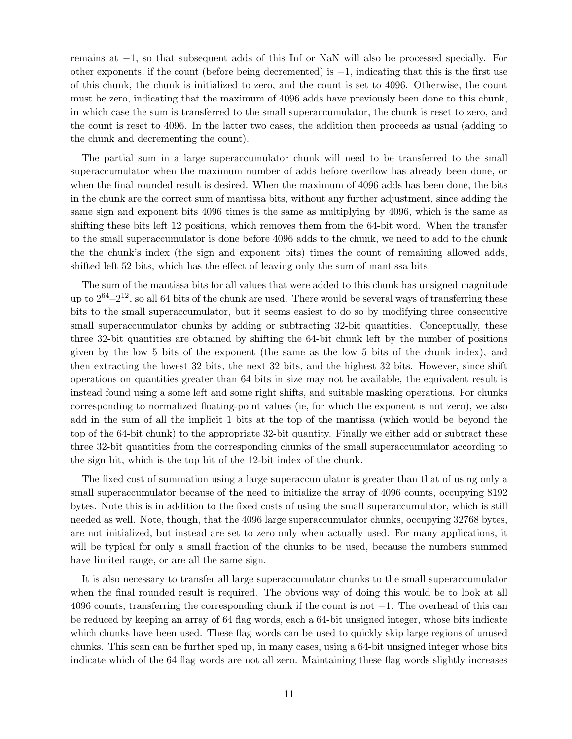remains at $-1$, so that subsequent adds of this Inf or NaN will also be processed specially. For other exponents, if the count (before being decremented) is $-1$, indicating that this is the first use of this chunk, the chunk is initialized to zero, and the count is set to 4096. Otherwise, the count must be zero, indicating that the maximum of 4096 adds have previously been done to this chunk, in which case the sum is transferred to the small superaccumulator, the chunk is reset to zero, and the count is reset to 4096. In the latter two cases, the addition then proceeds as usual (adding to the chunk and decrementing the count).

The partial sum in a large superaccumulator chunk will need to be transferred to the small superaccumulator when the maximum number of adds before overflow has already been done, or when the final rounded result is desired. When the maximum of 4096 adds has been done, the bits in the chunk are the correct sum of mantissa bits, without any further adjustment, since adding the same sign and exponent bits 4096 times is the same as multiplying by 4096, which is the same as shifting these bits left 12 positions, which removes them from the 64-bit word. When the transfer to the small superaccumulator is done before 4096 adds to the chunk, we need to add to the chunk the the chunk's index (the sign and exponent bits) times the count of remaining allowed adds, shifted left 52 bits, which has the effect of leaving only the sum of mantissa bits.

The sum of the mantissa bits for all values that were added to this chunk has unsigned magnitude up to $2^{64}$–$2^{12}$, so all 64 bits of the chunk are used. There would be several ways of transferring these bits to the small superaccumulator, but it seems easiest to do so by modifying three consecutive small superaccumulator chunks by adding or subtracting 32-bit quantities. Conceptually, these three 32-bit quantities are obtained by shifting the 64-bit chunk left by the number of positions given by the low 5 bits of the exponent (the same as the low 5 bits of the chunk index), and then extracting the lowest 32 bits, the next 32 bits, and the highest 32 bits. However, since shift operations on quantities greater than 64 bits in size may not be available, the equivalent result is instead found using a some left and some right shifts, and suitable masking operations. For chunks corresponding to normalized floating-point values (ie, for which the exponent is not zero), we also add in the sum of all the implicit 1 bits at the top of the mantissa (which would be beyond the top of the 64-bit chunk) to the appropriate 32-bit quantity. Finally we either add or subtract these three 32-bit quantities from the corresponding chunks of the small superaccumulator according to the sign bit, which is the top bit of the 12-bit index of the chunk.

The fixed cost of summation using a large superaccumulator is greater than that of using only a small superaccumulator because of the need to initialize the array of 4096 counts, occupying 8192 bytes. Note this is in addition to the fixed costs of using the small superaccumulator, which is still needed as well. Note, though, that the 4096 large superaccumulator chunks, occupying 32768 bytes, are not initialized, but instead are set to zero only when actually used. For many applications, it will be typical for only a small fraction of the chunks to be used, because the numbers summed have limited range, or are all the same sign.

It is also necessary to transfer all large superaccumulator chunks to the small superaccumulator when the final rounded result is required. The obvious way of doing this would be to look at all 4096 counts, transferring the corresponding chunk if the count is not $-1$. The overhead of this can be reduced by keeping an array of 64 flag words, each a 64-bit unsigned integer, whose bits indicate which chunks have been used. These flag words can be used to quickly skip large regions of unused chunks. This scan can be further sped up, in many cases, using a 64-bit unsigned integer whose bits indicate which of the 64 flag words are not all zero. Maintaining these flag words slightly increases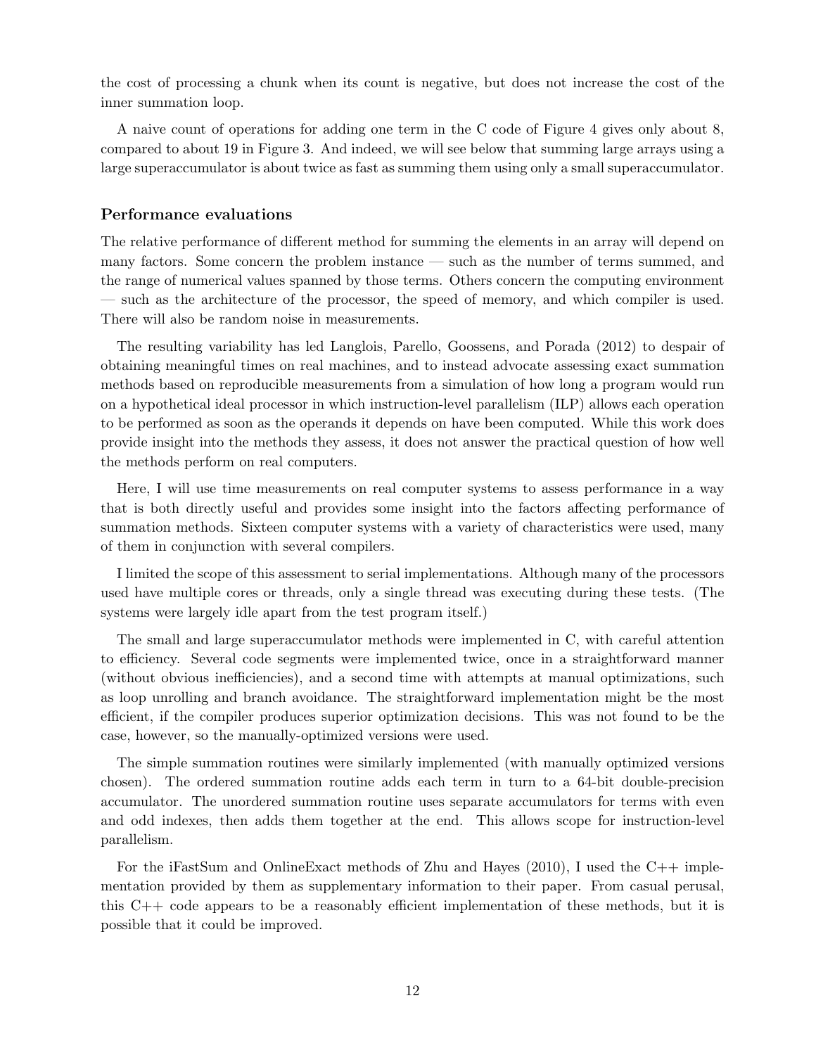the cost of processing a chunk when its count is negative, but does not increase the cost of the inner summation loop.

A naive count of operations for adding one term in the C code of Figure 4 gives only about 8, compared to about 19 in Figure 3. And indeed, we will see below that summing large arrays using a large superaccumulator is about twice as fast as summing them using only a small superaccumulator.

### Performance evaluations

The relative performance of different method for summing the elements in an array will depend on many factors. Some concern the problem instance — such as the number of terms summed, and the range of numerical values spanned by those terms. Others concern the computing environment — such as the architecture of the processor, the speed of memory, and which compiler is used. There will also be random noise in measurements.

The resulting variability has led Langlois, Parello, Goossens, and Porada (2012) to despair of obtaining meaningful times on real machines, and to instead advocate assessing exact summation methods based on reproducible measurements from a simulation of how long a program would run on a hypothetical ideal processor in which instruction-level parallelism (ILP) allows each operation to be performed as soon as the operands it depends on have been computed. While this work does provide insight into the methods they assess, it does not answer the practical question of how well the methods perform on real computers.

Here, I will use time measurements on real computer systems to assess performance in a way that is both directly useful and provides some insight into the factors affecting performance of summation methods. Sixteen computer systems with a variety of characteristics were used, many of them in conjunction with several compilers.

I limited the scope of this assessment to serial implementations. Although many of the processors used have multiple cores or threads, only a single thread was executing during these tests. (The systems were largely idle apart from the test program itself.)

The small and large superaccumulator methods were implemented in C, with careful attention to efficiency. Several code segments were implemented twice, once in a straightforward manner (without obvious inefficiencies), and a second time with attempts at manual optimizations, such as loop unrolling and branch avoidance. The straightforward implementation might be the most efficient, if the compiler produces superior optimization decisions. This was not found to be the case, however, so the manually-optimized versions were used.

The simple summation routines were similarly implemented (with manually optimized versions chosen). The ordered summation routine adds each term in turn to a 64-bit double-precision accumulator. The unordered summation routine uses separate accumulators for terms with even and odd indexes, then adds them together at the end. This allows scope for instruction-level parallelism.

For the iFastSum and OnlineExact methods of Zhu and Hayes (2010), I used the C++ implementation provided by them as supplementary information to their paper. From casual perusal, this C++ code appears to be a reasonably efficient implementation of these methods, but it is possible that it could be improved.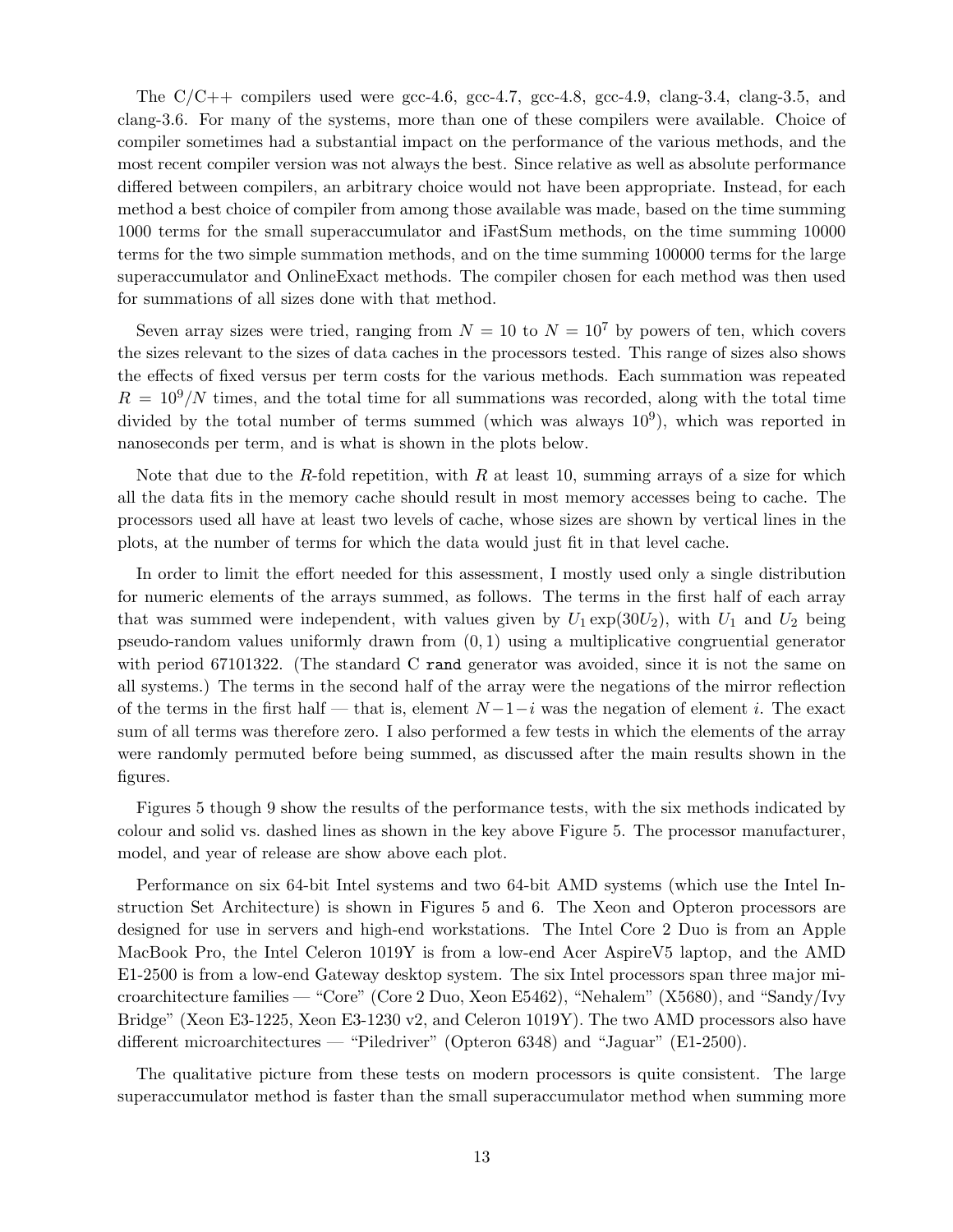The C/C++ compilers used were gcc-4.6, gcc-4.7, gcc-4.8, gcc-4.9, clang-3.4, clang-3.5, and clang-3.6. For many of the systems, more than one of these compilers were available. Choice of compiler sometimes had a substantial impact on the performance of the various methods, and the most recent compiler version was not always the best. Since relative as well as absolute performance differed between compilers, an arbitrary choice would not have been appropriate. Instead, for each method a best choice of compiler from among those available was made, based on the time summing 1000 terms for the small superaccumulator and iFastSum methods, on the time summing 10000 terms for the two simple summation methods, and on the time summing 100000 terms for the large superaccumulator and OnlineExact methods. The compiler chosen for each method was then used for summations of all sizes done with that method.

Seven array sizes were tried, ranging from $N = 10$ to $N = 10^7$ by powers of ten, which covers the sizes relevant to the sizes of data caches in the processors tested. This range of sizes also shows the effects of fixed versus per term costs for the various methods. Each summation was repeated $R = 10^9/N$ times, and the total time for all summations was recorded, along with the total time divided by the total number of terms summed (which was always $10^9$), which was reported in nanoseconds per term, and is what is shown in the plots below.

Note that due to the $R$-fold repetition, with $R$ at least 10, summing arrays of a size for which all the data fits in the memory cache should result in most memory accesses being to cache. The processors used all have at least two levels of cache, whose sizes are shown by vertical lines in the plots, at the number of terms for which the data would just fit in that level cache.

In order to limit the effort needed for this assessment, I mostly used only a single distribution for numeric elements of the arrays summed, as follows. The terms in the first half of each array that was summed were independent, with values given by $U_1 \exp(30U_2)$, with $U_1$ and $U_2$ being pseudo-random values uniformly drawn from $(0, 1)$ using a multiplicative congruential generator with period 67101322. (The standard C `rand` generator was avoided, since it is not the same on all systems.) The terms in the second half of the array were the negations of the mirror reflection of the terms in the first half — that is, element $N-1-i$ was the negation of element $i$. The exact sum of all terms was therefore zero. I also performed a few tests in which the elements of the array were randomly permuted before being summed, as discussed after the main results shown in the figures.

Figures 5 though 9 show the results of the performance tests, with the six methods indicated by colour and solid vs. dashed lines as shown in the key above Figure 5. The processor manufacturer, model, and year of release are show above each plot.

Performance on six 64-bit Intel systems and two 64-bit AMD systems (which use the Intel Instruction Set Architecture) is shown in Figures 5 and 6. The Xeon and Opteron processors are designed for use in servers and high-end workstations. The Intel Core 2 Duo is from an Apple MacBook Pro, the Intel Celeron 1019Y is from a low-end Acer AspireV5 laptop, and the AMD E1-2500 is from a low-end Gateway desktop system. The six Intel processors span three major microarchitecture families — "Core" (Core 2 Duo, Xeon E5462), "Nehalem" (X5680), and "Sandy/Ivy Bridge" (Xeon E3-1225, Xeon E3-1230 v2, and Celeron 1019Y). The two AMD processors also have different microarchitectures — "Piledriver" (Opteron 6348) and "Jaguar" (E1-2500).

The qualitative picture from these tests on modern processors is quite consistent. The large superaccumulator method is faster than the small superaccumulator method when summing more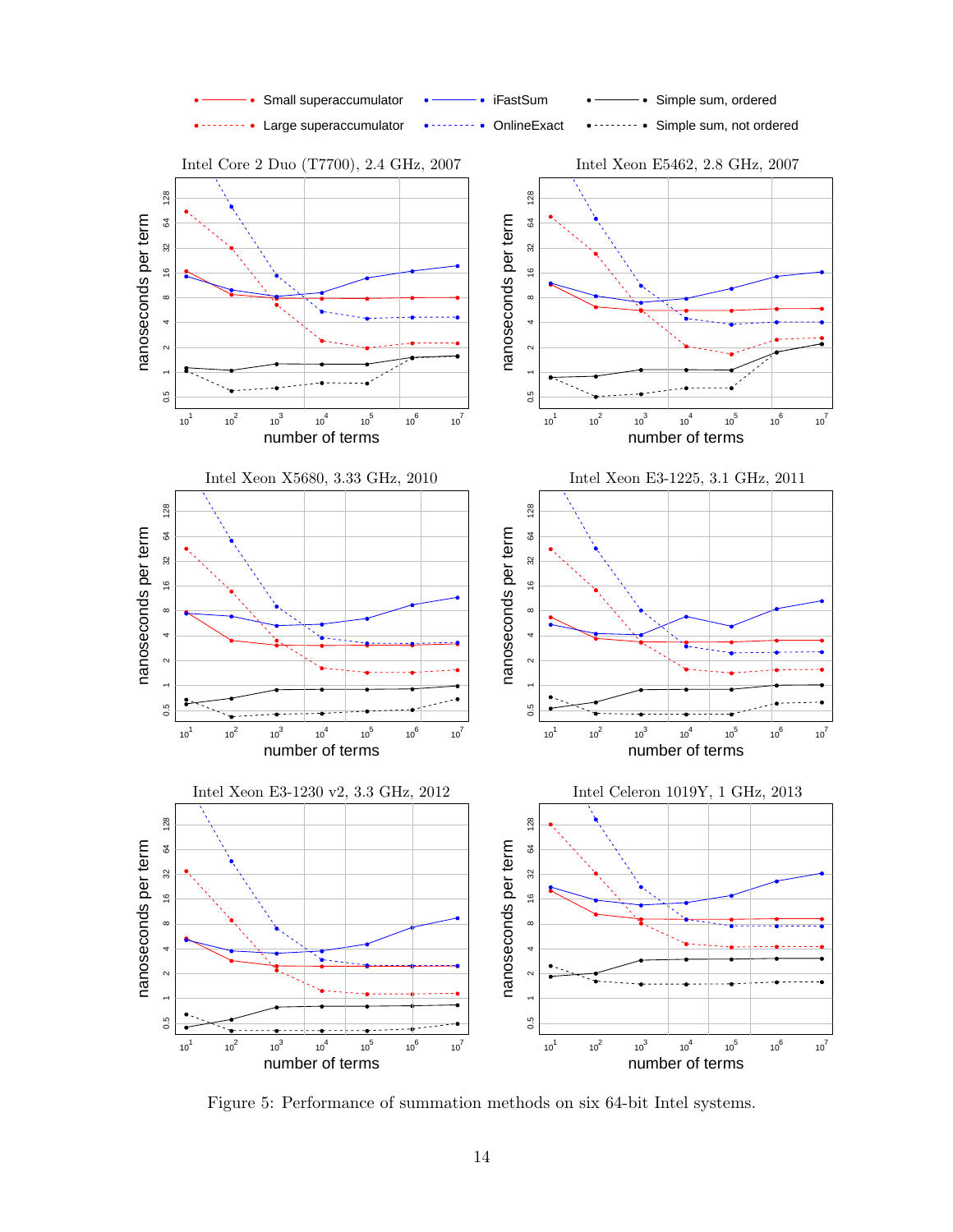Figure 5: Performance of summation methods on six 64-bit Intel systems.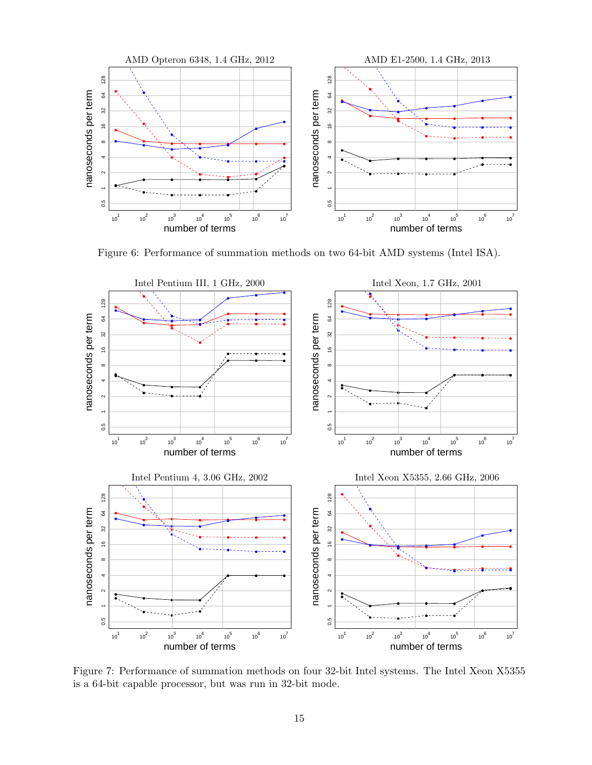Figure 6: Performance of summation methods on two 64-bit AMD systems (Intel ISA).

Figure 7: Performance of summation methods on four 32-bit Intel systems. The Intel Xeon X5355 is a 64-bit capable processor, but was run in 32-bit mode.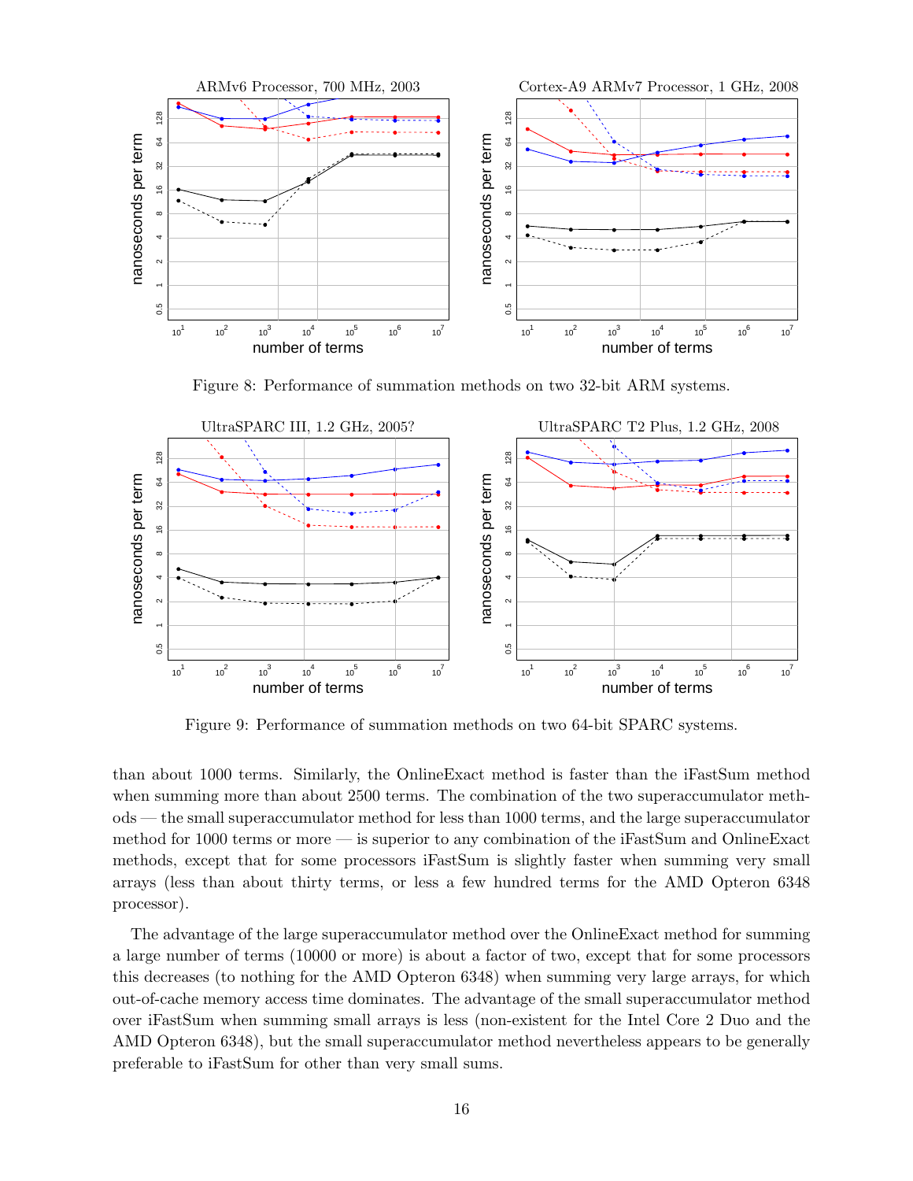Figure 8: Performance of summation methods on two 32-bit ARM systems.

Figure 9: Performance of summation methods on two 64-bit SPARC systems.

than about 1000 terms. Similarly, the OnlineExact method is faster than the iFastSum method when summing more than about 2500 terms. The combination of the two superaccumulator methods — the small superaccumulator method for less than 1000 terms, and the large superaccumulator method for 1000 terms or more — is superior to any combination of the iFastSum and OnlineExact methods, except that for some processors iFastSum is slightly faster when summing very small arrays (less than about thirty terms, or less a few hundred terms for the AMD Opteron 6348 processor).

The advantage of the large superaccumulator method over the OnlineExact method for summing a large number of terms (10000 or more) is about a factor of two, except that for some processors this decreases (to nothing for the AMD Opteron 6348) when summing very large arrays, for which out-of-cache memory access time dominates. The advantage of the small superaccumulator method over iFastSum when summing small arrays is less (non-existent for the Intel Core 2 Duo and the AMD Opteron 6348), but the small superaccumulator method nevertheless appears to be generally preferable to iFastSum for other than very small sums.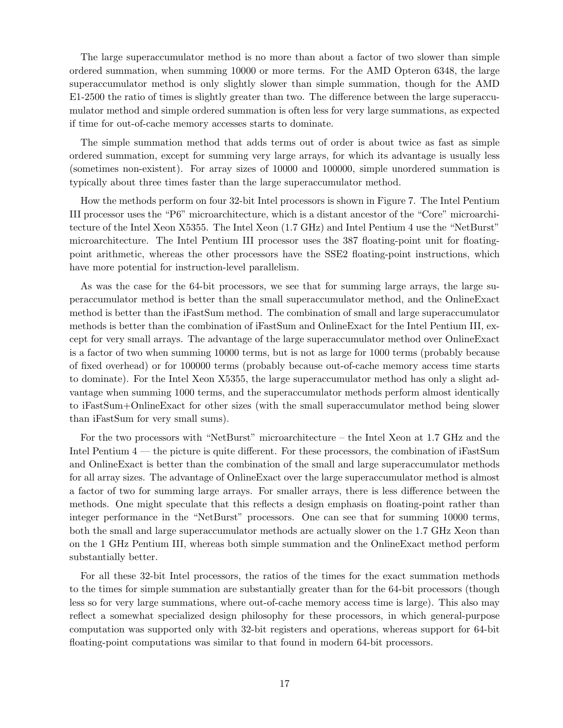The large superaccumulator method is no more than about a factor of two slower than simple ordered summation, when summing 10000 or more terms. For the AMD Opteron 6348, the large superaccumulator method is only slightly slower than simple summation, though for the AMD E1-2500 the ratio of times is slightly greater than two. The difference between the large superaccumulator method and simple ordered summation is often less for very large summations, as expected if time for out-of-cache memory accesses starts to dominate.

The simple summation method that adds terms out of order is about twice as fast as simple ordered summation, except for summing very large arrays, for which its advantage is usually less (sometimes non-existent). For array sizes of 10000 and 100000, simple unordered summation is typically about three times faster than the large superaccumulator method.

How the methods perform on four 32-bit Intel processors is shown in Figure 7. The Intel Pentium III processor uses the "P6" microarchitecture, which is a distant ancestor of the "Core" microarchitecture of the Intel Xeon X5355. The Intel Xeon (1.7 GHz) and Intel Pentium 4 use the "NetBurst" microarchitecture. The Intel Pentium III processor uses the 387 floating-point unit for floating-point arithmetic, whereas the other processors have the SSE2 floating-point instructions, which have more potential for instruction-level parallelism.

As was the case for the 64-bit processors, we see that for summing large arrays, the large superaccumulator method is better than the small superaccumulator method, and the OnlineExact method is better than the iFastSum method. The combination of small and large superaccumulator methods is better than the combination of iFastSum and OnlineExact for the Intel Pentium III, except for very small arrays. The advantage of the large superaccumulator method over OnlineExact is a factor of two when summing 10000 terms, but is not as large for 1000 terms (probably because of fixed overhead) or for 100000 terms (probably because out-of-cache memory access time starts to dominate). For the Intel Xeon X5355, the large superaccumulator method has only a slight advantage when summing 1000 terms, and the superaccumulator methods perform almost identically to iFastSum+OnlineExact for other sizes (with the small superaccumulator method being slower than iFastSum for very small sums).

For the two processors with "NetBurst" microarchitecture – the Intel Xeon at 1.7 GHz and the Intel Pentium 4 — the picture is quite different. For these processors, the combination of iFastSum and OnlineExact is better than the combination of the small and large superaccumulator methods for all array sizes. The advantage of OnlineExact over the large superaccumulator method is almost a factor of two for summing large arrays. For smaller arrays, there is less difference between the methods. One might speculate that this reflects a design emphasis on floating-point rather than integer performance in the "NetBurst" processors. One can see that for summing 10000 terms, both the small and large superaccumulator methods are actually slower on the 1.7 GHz Xeon than on the 1 GHz Pentium III, whereas both simple summation and the OnlineExact method perform substantially better.

For all these 32-bit Intel processors, the ratios of the times for the exact summation methods to the times for simple summation are substantially greater than for the 64-bit processors (though less so for very large summations, where out-of-cache memory access time is large). This also may reflect a somewhat specialized design philosophy for these processors, in which general-purpose computation was supported only with 32-bit registers and operations, whereas support for 64-bit floating-point computations was similar to that found in modern 64-bit processors.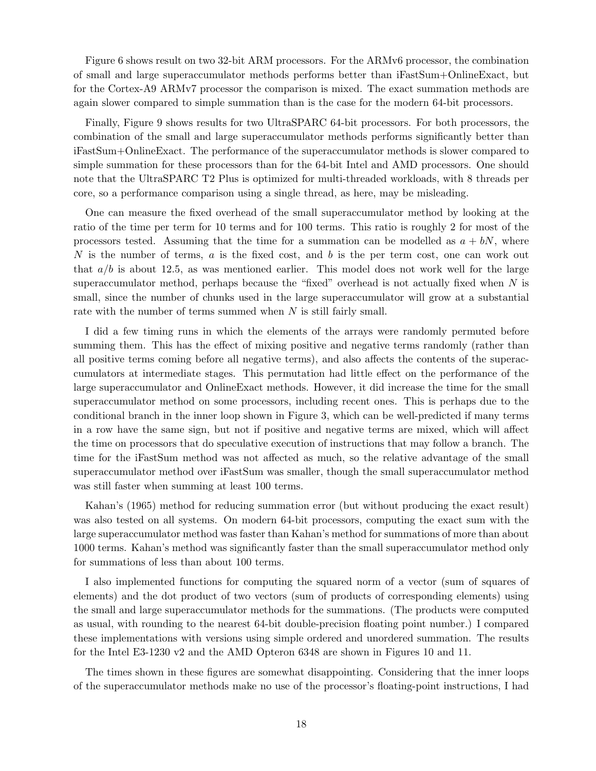Figure 6 shows result on two 32-bit ARM processors. For the ARMv6 processor, the combination of small and large superaccumulator methods performs better than iFastSum+OnlineExact, but for the Cortex-A9 ARMv7 processor the comparison is mixed. The exact summation methods are again slower compared to simple summation than is the case for the modern 64-bit processors.

Finally, Figure 9 shows results for two UltraSPARC 64-bit processors. For both processors, the combination of the small and large superaccumulator methods performs significantly better than iFastSum+OnlineExact. The performance of the superaccumulator methods is slower compared to simple summation for these processors than for the 64-bit Intel and AMD processors. One should note that the UltraSPARC T2 Plus is optimized for multi-threaded workloads, with 8 threads per core, so a performance comparison using a single thread, as here, may be misleading.

One can measure the fixed overhead of the small superaccumulator method by looking at the ratio of the time per term for 10 terms and for 100 terms. This ratio is roughly 2 for most of the processors tested. Assuming that the time for a summation can be modelled as $a + bN$, where $N$ is the number of terms, $a$ is the fixed cost, and $b$ is the per term cost, one can work out that $a/b$ is about 12.5, as was mentioned earlier. This model does not work well for the large superaccumulator method, perhaps because the "fixed" overhead is not actually fixed when $N$ is small, since the number of chunks used in the large superaccumulator will grow at a substantial rate with the number of terms summed when $N$ is still fairly small.

I did a few timing runs in which the elements of the arrays were randomly permuted before summing them. This has the effect of mixing positive and negative terms randomly (rather than all positive terms coming before all negative terms), and also affects the contents of the superaccumulators at intermediate stages. This permutation had little effect on the performance of the large superaccumulator and OnlineExact methods. However, it did increase the time for the small superaccumulator method on some processors, including recent ones. This is perhaps due to the conditional branch in the inner loop shown in Figure 3, which can be well-predicted if many terms in a row have the same sign, but not if positive and negative terms are mixed, which will affect the time on processors that do speculative execution of instructions that may follow a branch. The time for the iFastSum method was not affected as much, so the relative advantage of the small superaccumulator method over iFastSum was smaller, though the small superaccumulator method was still faster when summing at least 100 terms.

Kahan's (1965) method for reducing summation error (but without producing the exact result) was also tested on all systems. On modern 64-bit processors, computing the exact sum with the large superaccumulator method was faster than Kahan's method for summations of more than about 1000 terms. Kahan's method was significantly faster than the small superaccumulator method only for summations of less than about 100 terms.

I also implemented functions for computing the squared norm of a vector (sum of squares of elements) and the dot product of two vectors (sum of products of corresponding elements) using the small and large superaccumulator methods for the summations. (The products were computed as usual, with rounding to the nearest 64-bit double-precision floating point number.) I compared these implementations with versions using simple ordered and unordered summation. The results for the Intel E3-1230 v2 and the AMD Opteron 6348 are shown in Figures 10 and 11.

The times shown in these figures are somewhat disappointing. Considering that the inner loops of the superaccumulator methods make no use of the processor's floating-point instructions, I had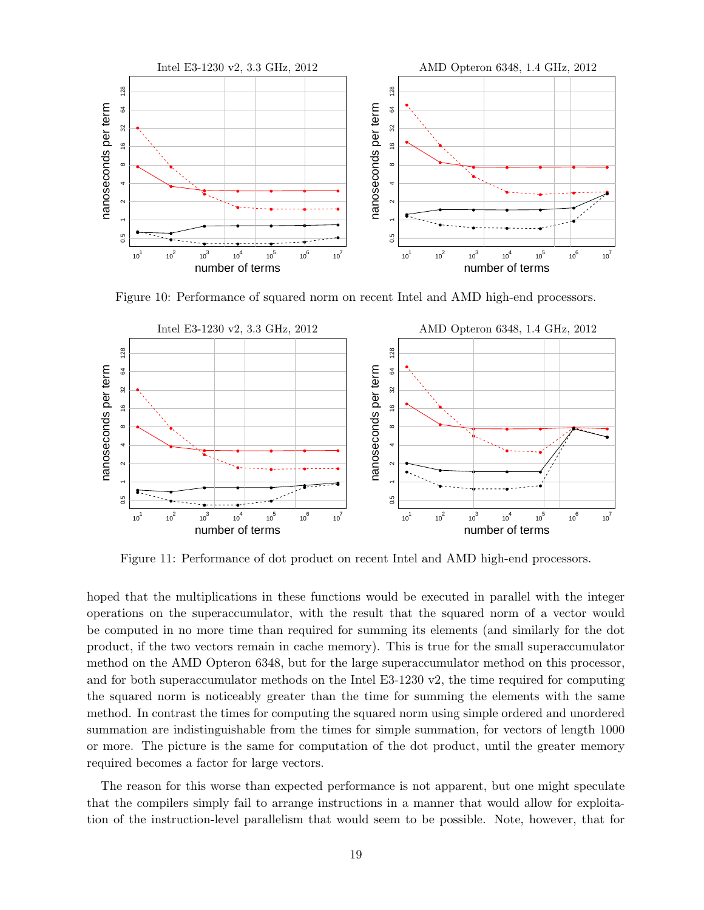Figure 10: Performance of squared norm on recent Intel and AMD high-end processors.

Figure 11: Performance of dot product on recent Intel and AMD high-end processors.

hoped that the multiplications in these functions would be executed in parallel with the integer operations on the superaccumulator, with the result that the squared norm of a vector would be computed in no more time than required for summing its elements (and similarly for the dot product, if the two vectors remain in cache memory). This is true for the small superaccumulator method on the AMD Opteron 6348, but for the large superaccumulator method on this processor, and for both superaccumulator methods on the Intel E3-1230 v2, the time required for computing the squared norm is noticeably greater than the time for summing the elements with the same method. In contrast the times for computing the squared norm using simple ordered and unordered summation are indistinguishable from the times for simple summation, for vectors of length 1000 or more. The picture is the same for computation of the dot product, until the greater memory required becomes a factor for large vectors.

The reason for this worse than expected performance is not apparent, but one might speculate that the compilers simply fail to arrange instructions in a manner that would allow for exploitation of the instruction-level parallelism that would seem to be possible. Note, however, that for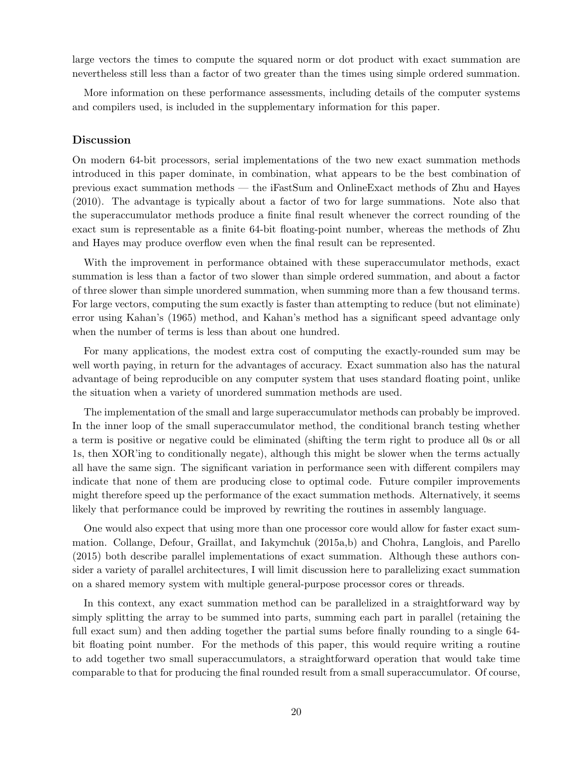large vectors the times to compute the squared norm or dot product with exact summation are nevertheless still less than a factor of two greater than the times using simple ordered summation.

More information on these performance assessments, including details of the computer systems and compilers used, is included in the supplementary information for this paper.

### Discussion

On modern 64-bit processors, serial implementations of the two new exact summation methods introduced in this paper dominate, in combination, what appears to be the best combination of previous exact summation methods — the iFastSum and OnlineExact methods of Zhu and Hayes (2010). The advantage is typically about a factor of two for large summations. Note also that the superaccumulator methods produce a finite final result whenever the correct rounding of the exact sum is representable as a finite 64-bit floating-point number, whereas the methods of Zhu and Hayes may produce overflow even when the final result can be represented.

With the improvement in performance obtained with these superaccumulator methods, exact summation is less than a factor of two slower than simple ordered summation, and about a factor of three slower than simple unordered summation, when summing more than a few thousand terms. For large vectors, computing the sum exactly is faster than attempting to reduce (but not eliminate) error using Kahan's (1965) method, and Kahan's method has a significant speed advantage only when the number of terms is less than about one hundred.

For many applications, the modest extra cost of computing the exactly-rounded sum may be well worth paying, in return for the advantages of accuracy. Exact summation also has the natural advantage of being reproducible on any computer system that uses standard floating point, unlike the situation when a variety of unordered summation methods are used.

The implementation of the small and large superaccumulator methods can probably be improved. In the inner loop of the small superaccumulator method, the conditional branch testing whether a term is positive or negative could be eliminated (shifting the term right to produce all 0s or all 1s, then XOR'ing to conditionally negate), although this might be slower when the terms actually all have the same sign. The significant variation in performance seen with different compilers may indicate that none of them are producing close to optimal code. Future compiler improvements might therefore speed up the performance of the exact summation methods. Alternatively, it seems likely that performance could be improved by rewriting the routines in assembly language.

One would also expect that using more than one processor core would allow for faster exact summation. Collange, Defour, Graillat, and Iakymchuk (2015a,b) and Chohra, Langlois, and Parello (2015) both describe parallel implementations of exact summation. Although these authors consider a variety of parallel architectures, I will limit discussion here to parallelizing exact summation on a shared memory system with multiple general-purpose processor cores or threads.

In this context, any exact summation method can be parallelized in a straightforward way by simply splitting the array to be summed into parts, summing each part in parallel (retaining the full exact sum) and then adding together the partial sums before finally rounding to a single 64-bit floating point number. For the methods of this paper, this would require writing a routine to add together two small superaccumulators, a straightforward operation that would take time comparable to that for producing the final rounded result from a small superaccumulator. Of course,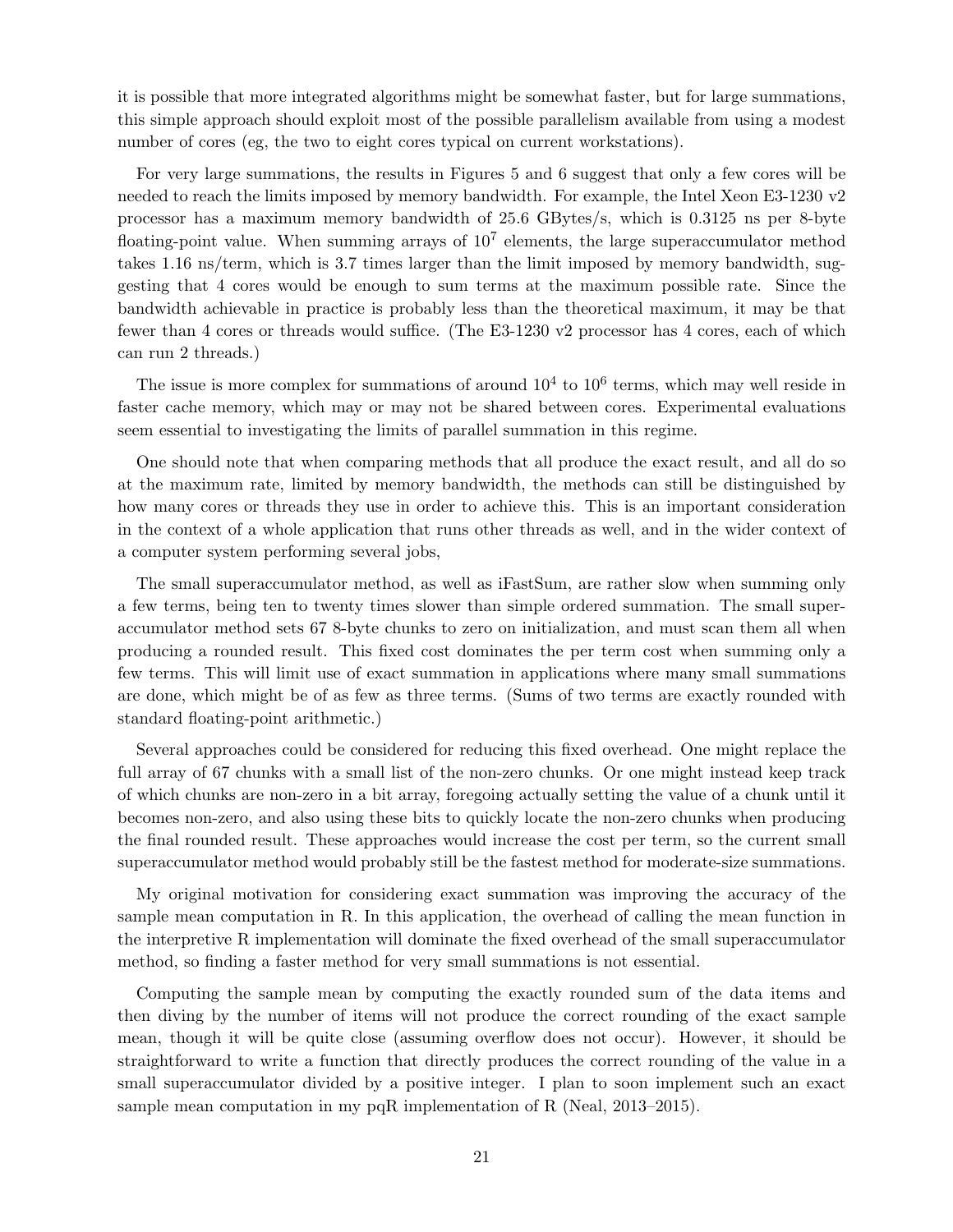it is possible that more integrated algorithms might be somewhat faster, but for large summations, this simple approach should exploit most of the possible parallelism available from using a modest number of cores (eg, the two to eight cores typical on current workstations).

For very large summations, the results in Figures 5 and 6 suggest that only a few cores will be needed to reach the limits imposed by memory bandwidth. For example, the Intel Xeon E3-1230 v2 processor has a maximum memory bandwidth of 25.6 GBytes/s, which is 0.3125 ns per 8-byte floating-point value. When summing arrays of $10^7$ elements, the large superaccumulator method takes 1.16 ns/term, which is 3.7 times larger than the limit imposed by memory bandwidth, suggesting that 4 cores would be enough to sum terms at the maximum possible rate. Since the bandwidth achievable in practice is probably less than the theoretical maximum, it may be that fewer than 4 cores or threads would suffice. (The E3-1230 v2 processor has 4 cores, each of which can run 2 threads.)

The issue is more complex for summations of around $10^4$ to $10^6$ terms, which may well reside in faster cache memory, which may or may not be shared between cores. Experimental evaluations seem essential to investigating the limits of parallel summation in this regime.

One should note that when comparing methods that all produce the exact result, and all do so at the maximum rate, limited by memory bandwidth, the methods can still be distinguished by how many cores or threads they use in order to achieve this. This is an important consideration in the context of a whole application that runs other threads as well, and in the wider context of a computer system performing several jobs,

The small superaccumulator method, as well as iFastSum, are rather slow when summing only a few terms, being ten to twenty times slower than simple ordered summation. The small superaccumulator method sets 67 8-byte chunks to zero on initialization, and must scan them all when producing a rounded result. This fixed cost dominates the per term cost when summing only a few terms. This will limit use of exact summation in applications where many small summations are done, which might be of as few as three terms. (Sums of two terms are exactly rounded with standard floating-point arithmetic.)

Several approaches could be considered for reducing this fixed overhead. One might replace the full array of 67 chunks with a small list of the non-zero chunks. Or one might instead keep track of which chunks are non-zero in a bit array, foregoing actually setting the value of a chunk until it becomes non-zero, and also using these bits to quickly locate the non-zero chunks when producing the final rounded result. These approaches would increase the cost per term, so the current small superaccumulator method would probably still be the fastest method for moderate-size summations.

My original motivation for considering exact summation was improving the accuracy of the sample mean computation in R. In this application, the overhead of calling the mean function in the interpretive R implementation will dominate the fixed overhead of the small superaccumulator method, so finding a faster method for very small summations is not essential.

Computing the sample mean by computing the exactly rounded sum of the data items and then diving by the number of items will not produce the correct rounding of the exact sample mean, though it will be quite close (assuming overflow does not occur). However, it should be straightforward to write a function that directly produces the correct rounding of the value in a small superaccumulator divided by a positive integer. I plan to soon implement such an exact sample mean computation in my pqR implementation of R (Neal, 2013–2015).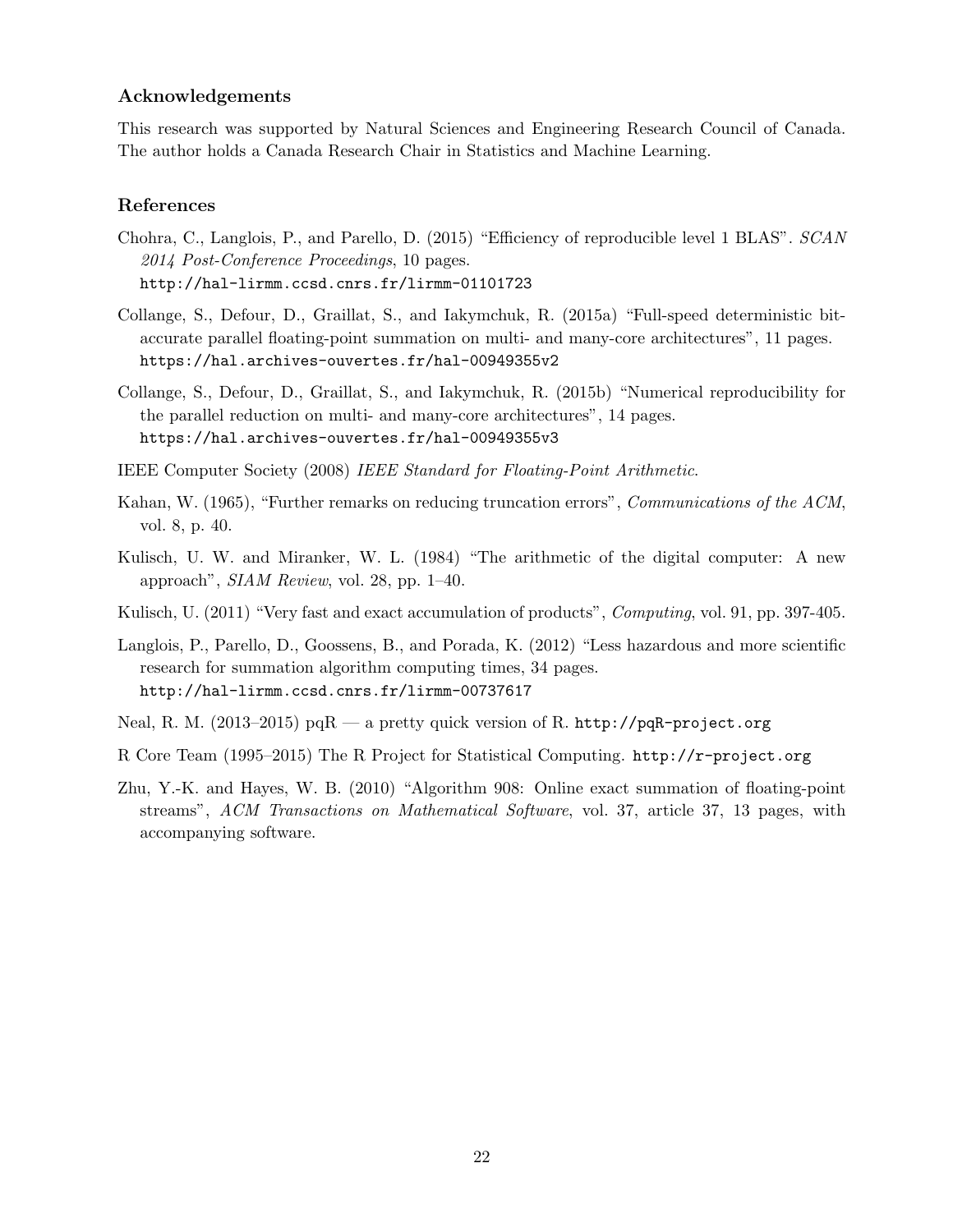### Acknowledgements

This research was supported by Natural Sciences and Engineering Research Council of Canada. The author holds a Canada Research Chair in Statistics and Machine Learning.

### References

Chohra, C., Langlois, P., and Parello, D. (2015) "Efficiency of reproducible level 1 BLAS". *SCAN 2014 Post-Conference Proceedings*, 10 pages.
`http://hal-lirmm.ccsd.cnrs.fr/lirmm-01101723`

Collange, S., Defour, D., Graillat, S., and Iakymchuk, R. (2015a) "Full-speed deterministic bit-accurate parallel floating-point summation on multi- and many-core architectures", 11 pages.
`https://hal.archives-ouvertes.fr/hal-00949355v2`

Collange, S., Defour, D., Graillat, S., and Iakymchuk, R. (2015b) "Numerical reproducibility for the parallel reduction on multi- and many-core architectures", 14 pages.
`https://hal.archives-ouvertes.fr/hal-00949355v3`

IEEE Computer Society (2008) *IEEE Standard for Floating-Point Arithmetic*.

Kahan, W. (1965), "Further remarks on reducing truncation errors", *Communications of the ACM*, vol. 8, p. 40.

Kulisch, U. W. and Miranker, W. L. (1984) "The arithmetic of the digital computer: A new approach", *SIAM Review*, vol. 28, pp. 1–40.

Kulisch, U. (2011) "Very fast and exact accumulation of products", *Computing*, vol. 91, pp. 397-405.

Langlois, P., Parello, D., Goossens, B., and Porada, K. (2012) "Less hazardous and more scientific research for summation algorithm computing times, 34 pages.
`http://hal-lirmm.ccsd.cnrs.fr/lirmm-00737617`

Neal, R. M. (2013–2015) pqR — a pretty quick version of R. `http://pqR-project.org`

R Core Team (1995–2015) The R Project for Statistical Computing. `http://r-project.org`

Zhu, Y.-K. and Hayes, W. B. (2010) "Algorithm 908: Online exact summation of floating-point streams", *ACM Transactions on Mathematical Software*, vol. 37, article 37, 13 pages, with accompanying software.